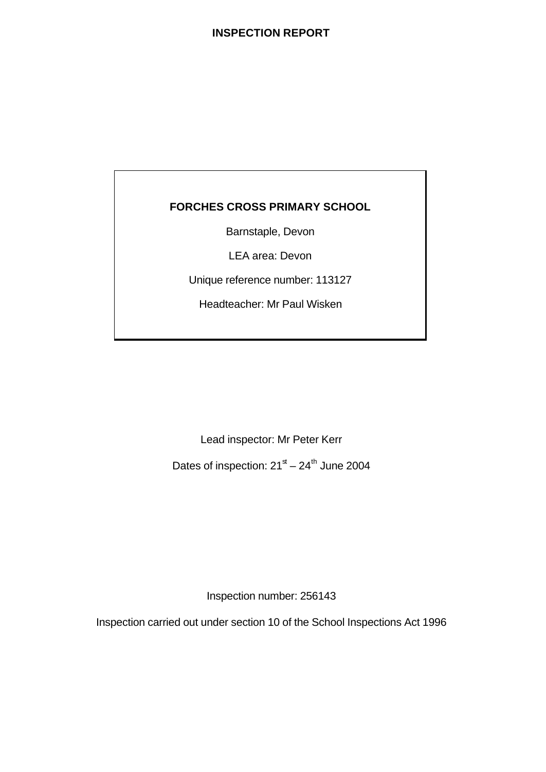# INSPECTION REPORT

**FORCHES CROSS PRIMARY SCHOOL**

Barnstaple, Devon

LEA area: Devon

Unique reference number: 113127

Headteacher: Mr Paul Wisken

Lead inspector: Mr Peter Kerr

Dates of inspection: 21st – 24th June 2004

Inspection number: 256143

Inspection carried out under section 10 of the School Inspections Act 1996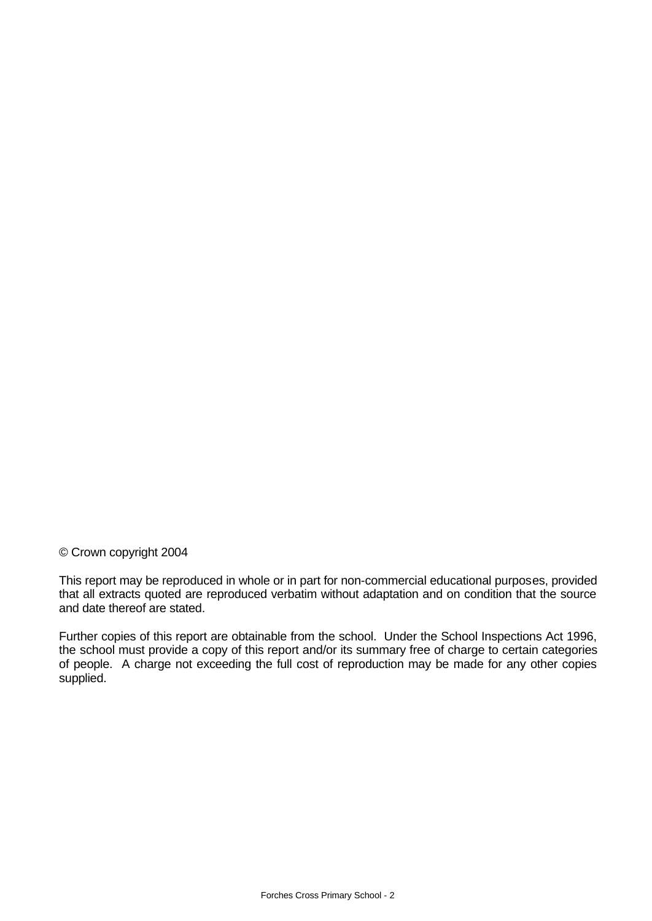© Crown copyright 2004

This report may be reproduced in whole or in part for non-commercial educational purposes, provided that all extracts quoted are reproduced verbatim without adaptation and on condition that the source and date thereof are stated.

Further copies of this report are obtainable from the school. Under the School Inspections Act 1996, the school must provide a copy of this report and/or its summary free of charge to certain categories of people. A charge not exceeding the full cost of reproduction may be made for any other copies supplied.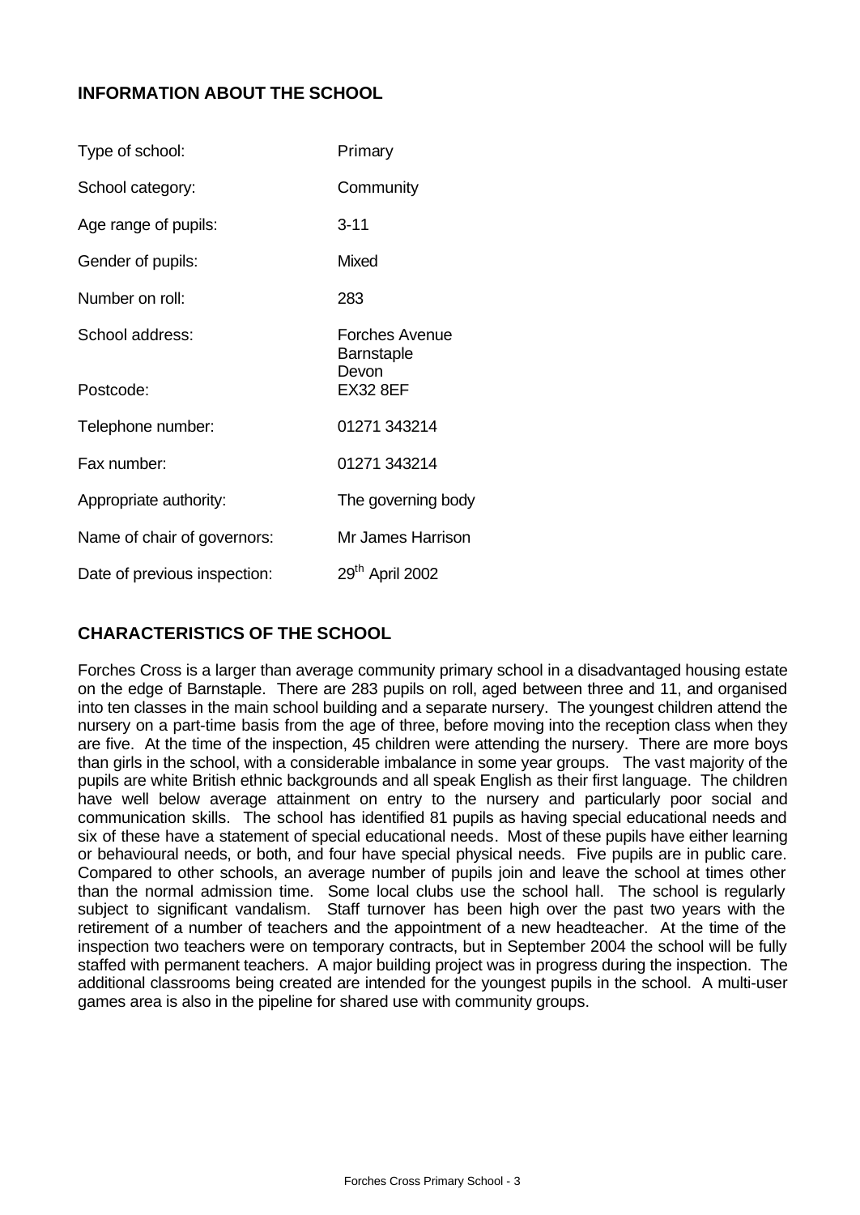## INFORMATION ABOUT THE SCHOOL

| | |
|---|---|
| Type of school: | Primary |
| School category: | Community |
| Age range of pupils: | 3-11 |
| Gender of pupils: | Mixed |
| Number on roll: | 283 |
| School address: | Forches Avenue<br>Barnstaple<br>Devon |
| Postcode: | EX32 8EF |
| Telephone number: | 01271 343214 |
| Fax number: | 01271 343214 |
| Appropriate authority: | The governing body |
| Name of chair of governors: | Mr James Harrison |
| Date of previous inspection: | 29th April 2002 |

## CHARACTERISTICS OF THE SCHOOL

Forches Cross is a larger than average community primary school in a disadvantaged housing estate on the edge of Barnstaple. There are 283 pupils on roll, aged between three and 11, and organised into ten classes in the main school building and a separate nursery. The youngest children attend the nursery on a part-time basis from the age of three, before moving into the reception class when they are five. At the time of the inspection, 45 children were attending the nursery. There are more boys than girls in the school, with a considerable imbalance in some year groups. The vast majority of the pupils are white British ethnic backgrounds and all speak English as their first language. The children have well below average attainment on entry to the nursery and particularly poor social and communication skills. The school has identified 81 pupils as having special educational needs and six of these have a statement of special educational needs. Most of these pupils have either learning or behavioural needs, or both, and four have special physical needs. Five pupils are in public care. Compared to other schools, an average number of pupils join and leave the school at times other than the normal admission time. Some local clubs use the school hall. The school is regularly subject to significant vandalism. Staff turnover has been high over the past two years with the retirement of a number of teachers and the appointment of a new headteacher. At the time of the inspection two teachers were on temporary contracts, but in September 2004 the school will be fully staffed with permanent teachers. A major building project was in progress during the inspection. The additional classrooms being created are intended for the youngest pupils in the school. A multi-user games area is also in the pipeline for shared use with community groups.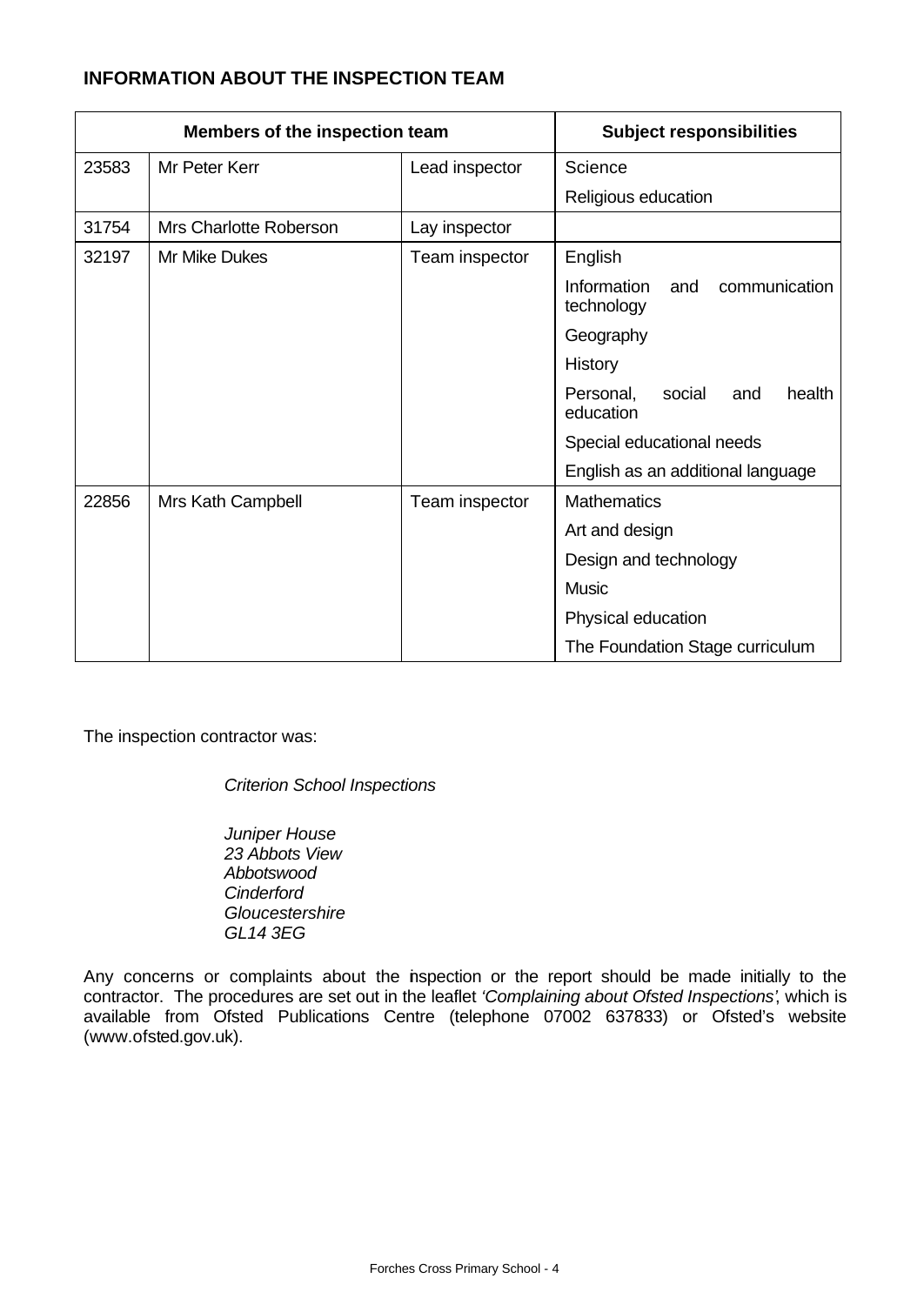## INFORMATION ABOUT THE INSPECTION TEAM

| Members of the inspection team | | | Subject responsibilities |
|---|---|---|---|
| 23583 | Mr Peter Kerr | Lead inspector | Science |
| | | | Religious education |
| 31754 | Mrs Charlotte Roberson | Lay inspector | |
| 32197 | Mr Mike Dukes | Team inspector | English |
| | | | Information and communication technology |
| | | | Geography |
| | | | History |
| | | | Personal, social and health education |
| | | | Special educational needs |
| | | | English as an additional language |
| 22856 | Mrs Kath Campbell | Team inspector | Mathematics |
| | | | Art and design |
| | | | Design and technology |
| | | | Music |
| | | | Physical education |
| | | | The Foundation Stage curriculum |

The inspection contractor was:

*Criterion School Inspections*

*Juniper House*
*23 Abbots View*
*Abbotswood*
*Cinderford*
*Gloucestershire*
*GL14 3EG*

Any concerns or complaints about the inspection or the report should be made initially to the contractor. The procedures are set out in the leaflet *'Complaining about Ofsted Inspections'*, which is available from Ofsted Publications Centre (telephone 07002 637833) or Ofsted's website (www.ofsted.gov.uk).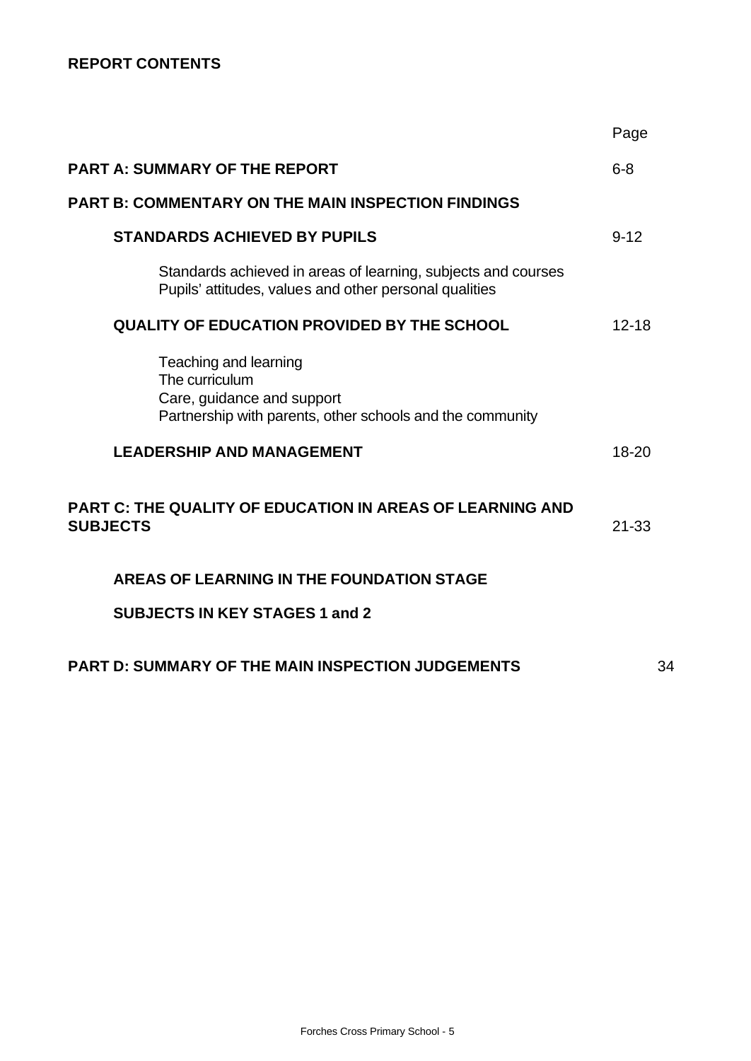**REPORT CONTENTS**

| | Page |
|---|---|
| **PART A: SUMMARY OF THE REPORT** | 6-8 |
| **PART B: COMMENTARY ON THE MAIN INSPECTION FINDINGS** | |
| **STANDARDS ACHIEVED BY PUPILS** | 9-12 |
| Standards achieved in areas of learning, subjects and courses<br>Pupils' attitudes, values and other personal qualities | |
| **QUALITY OF EDUCATION PROVIDED BY THE SCHOOL** | 12-18 |
| Teaching and learning<br>The curriculum<br>Care, guidance and support<br>Partnership with parents, other schools and the community | |
| **LEADERSHIP AND MANAGEMENT** | 18-20 |
| **PART C: THE QUALITY OF EDUCATION IN AREAS OF LEARNING AND SUBJECTS** | 21-33 |
| **AREAS OF LEARNING IN THE FOUNDATION STAGE** | |
| **SUBJECTS IN KEY STAGES 1 and 2** | |
| **PART D: SUMMARY OF THE MAIN INSPECTION JUDGEMENTS** | 34 |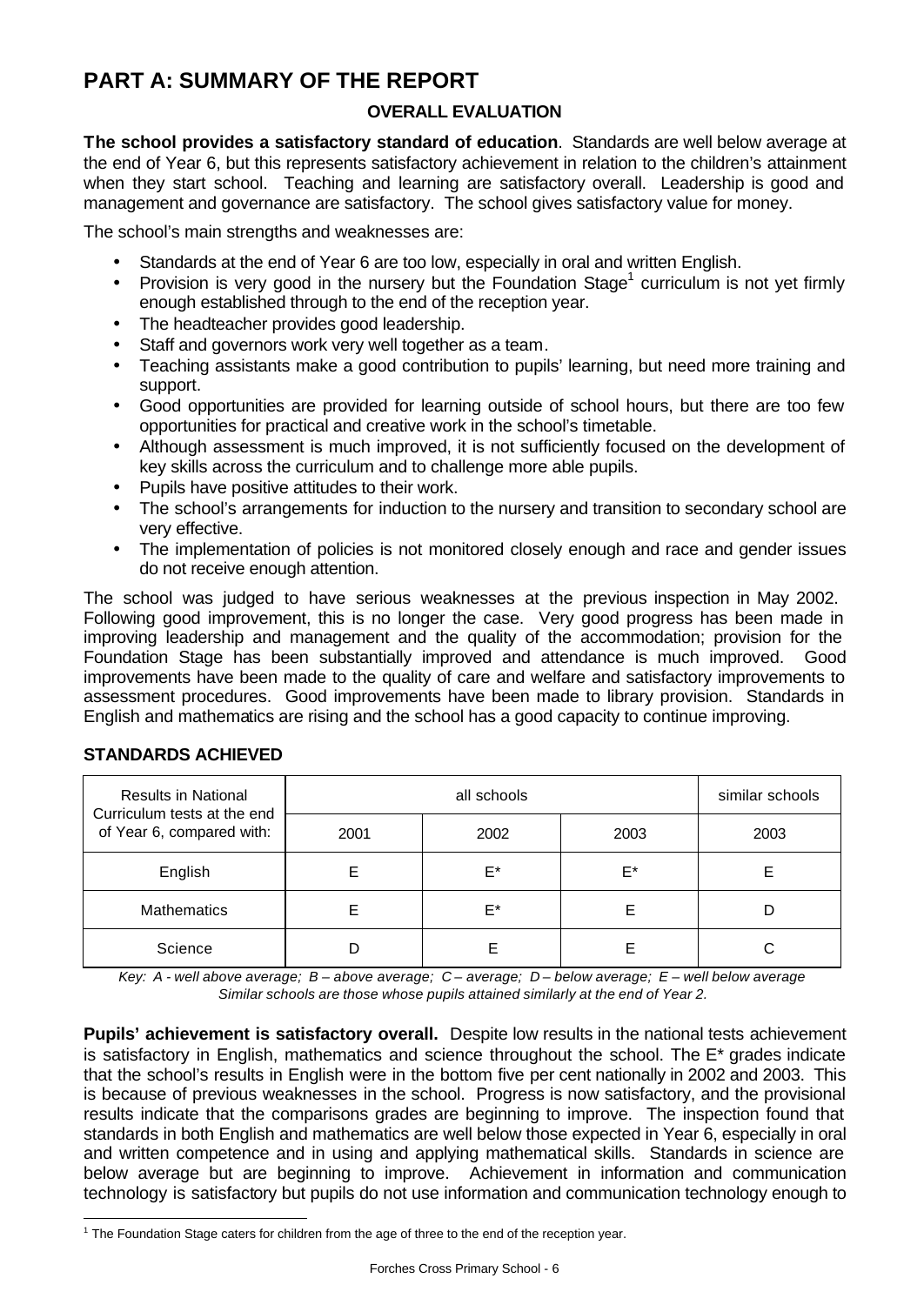# PART A: SUMMARY OF THE REPORT

## OVERALL EVALUATION

**The school provides a satisfactory standard of education**. Standards are well below average at the end of Year 6, but this represents satisfactory achievement in relation to the children's attainment when they start school. Teaching and learning are satisfactory overall. Leadership is good and management and governance are satisfactory. The school gives satisfactory value for money.

The school's main strengths and weaknesses are:

- Standards at the end of Year 6 are too low, especially in oral and written English.
- Provision is very good in the nursery but the Foundation Stage[1] curriculum is not yet firmly enough established through to the end of the reception year.
- The headteacher provides good leadership.
- Staff and governors work very well together as a team.
- Teaching assistants make a good contribution to pupils' learning, but need more training and support.
- Good opportunities are provided for learning outside of school hours, but there are too few opportunities for practical and creative work in the school's timetable.
- Although assessment is much improved, it is not sufficiently focused on the development of key skills across the curriculum and to challenge more able pupils.
- Pupils have positive attitudes to their work.
- The school's arrangements for induction to the nursery and transition to secondary school are very effective.
- The implementation of policies is not monitored closely enough and race and gender issues do not receive enough attention.

The school was judged to have serious weaknesses at the previous inspection in May 2002. Following good improvement, this is no longer the case. Very good progress has been made in improving leadership and management and the quality of the accommodation; provision for the Foundation Stage has been substantially improved and attendance is much improved. Good improvements have been made to the quality of care and welfare and satisfactory improvements to assessment procedures. Good improvements have been made to library provision. Standards in English and mathematics are rising and the school has a good capacity to continue improving.

## STANDARDS ACHIEVED

| Results in National Curriculum tests at the end of Year 6, compared with: | all schools | | | similar schools |
|---|---|---|---|---|
| | 2001 | 2002 | 2003 | 2003 |
| English | E | E* | E* | E |
| Mathematics | E | E* | E | D |
| Science | D | E | E | C |

*Key: A - well above average; B – above average; C – average; D – below average; E – well below average*
*Similar schools are those whose pupils attained similarly at the end of Year 2.*

**Pupils' achievement is satisfactory overall.** Despite low results in the national tests achievement is satisfactory in English, mathematics and science throughout the school. The E* grades indicate that the school's results in English were in the bottom five per cent nationally in 2002 and 2003. This is because of previous weaknesses in the school. Progress is now satisfactory, and the provisional results indicate that the comparisons grades are beginning to improve. The inspection found that standards in both English and mathematics are well below those expected in Year 6, especially in oral and written competence and in using and applying mathematical skills. Standards in science are below average but are beginning to improve. Achievement in information and communication technology is satisfactory but pupils do not use information and communication technology enough to

[1] The Foundation Stage caters for children from the age of three to the end of the reception year.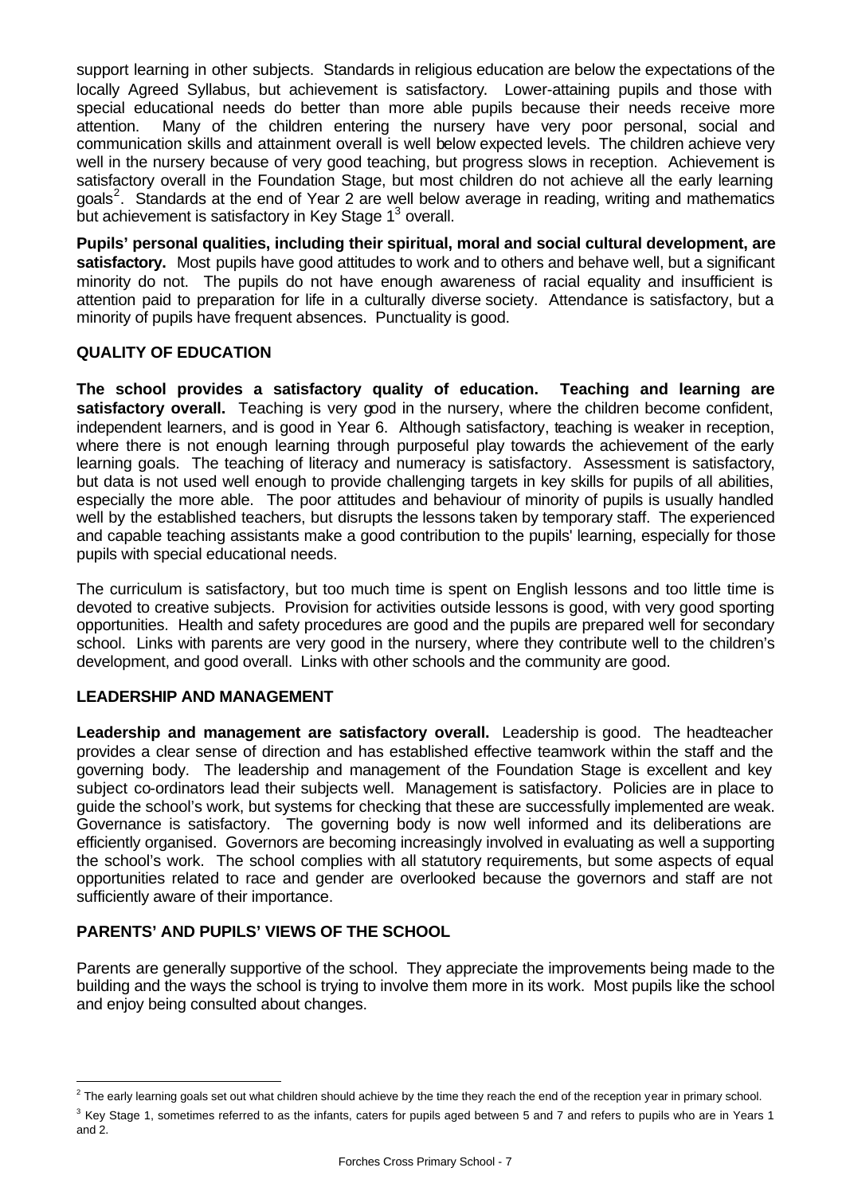support learning in other subjects. Standards in religious education are below the expectations of the locally Agreed Syllabus, but achievement is satisfactory. Lower-attaining pupils and those with special educational needs do better than more able pupils because their needs receive more attention. Many of the children entering the nursery have very poor personal, social and communication skills and attainment overall is well below expected levels. The children achieve very well in the nursery because of very good teaching, but progress slows in reception. Achievement is satisfactory overall in the Foundation Stage, but most children do not achieve all the early learning goals[2]. Standards at the end of Year 2 are well below average in reading, writing and mathematics but achievement is satisfactory in Key Stage 1[3] overall.

**Pupils' personal qualities, including their spiritual, moral and social cultural development, are satisfactory.** Most pupils have good attitudes to work and to others and behave well, but a significant minority do not. The pupils do not have enough awareness of racial equality and insufficient is attention paid to preparation for life in a culturally diverse society. Attendance is satisfactory, but a minority of pupils have frequent absences. Punctuality is good.

## QUALITY OF EDUCATION

**The school provides a satisfactory quality of education. Teaching and learning are satisfactory overall.** Teaching is very good in the nursery, where the children become confident, independent learners, and is good in Year 6. Although satisfactory, teaching is weaker in reception, where there is not enough learning through purposeful play towards the achievement of the early learning goals. The teaching of literacy and numeracy is satisfactory. Assessment is satisfactory, but data is not used well enough to provide challenging targets in key skills for pupils of all abilities, especially the more able. The poor attitudes and behaviour of minority of pupils is usually handled well by the established teachers, but disrupts the lessons taken by temporary staff. The experienced and capable teaching assistants make a good contribution to the pupils' learning, especially for those pupils with special educational needs.

The curriculum is satisfactory, but too much time is spent on English lessons and too little time is devoted to creative subjects. Provision for activities outside lessons is good, with very good sporting opportunities. Health and safety procedures are good and the pupils are prepared well for secondary school. Links with parents are very good in the nursery, where they contribute well to the children's development, and good overall. Links with other schools and the community are good.

## LEADERSHIP AND MANAGEMENT

**Leadership and management are satisfactory overall.** Leadership is good. The headteacher provides a clear sense of direction and has established effective teamwork within the staff and the governing body. The leadership and management of the Foundation Stage is excellent and key subject co-ordinators lead their subjects well. Management is satisfactory. Policies are in place to guide the school's work, but systems for checking that these are successfully implemented are weak. Governance is satisfactory. The governing body is now well informed and its deliberations are efficiently organised. Governors are becoming increasingly involved in evaluating as well a supporting the school's work. The school complies with all statutory requirements, but some aspects of equal opportunities related to race and gender are overlooked because the governors and staff are not sufficiently aware of their importance.

## PARENTS' AND PUPILS' VIEWS OF THE SCHOOL

Parents are generally supportive of the school. They appreciate the improvements being made to the building and the ways the school is trying to involve them more in its work. Most pupils like the school and enjoy being consulted about changes.

---

[2] The early learning goals set out what children should achieve by the time they reach the end of the reception year in primary school.

[3] Key Stage 1, sometimes referred to as the infants, caters for pupils aged between 5 and 7 and refers to pupils who are in Years 1 and 2.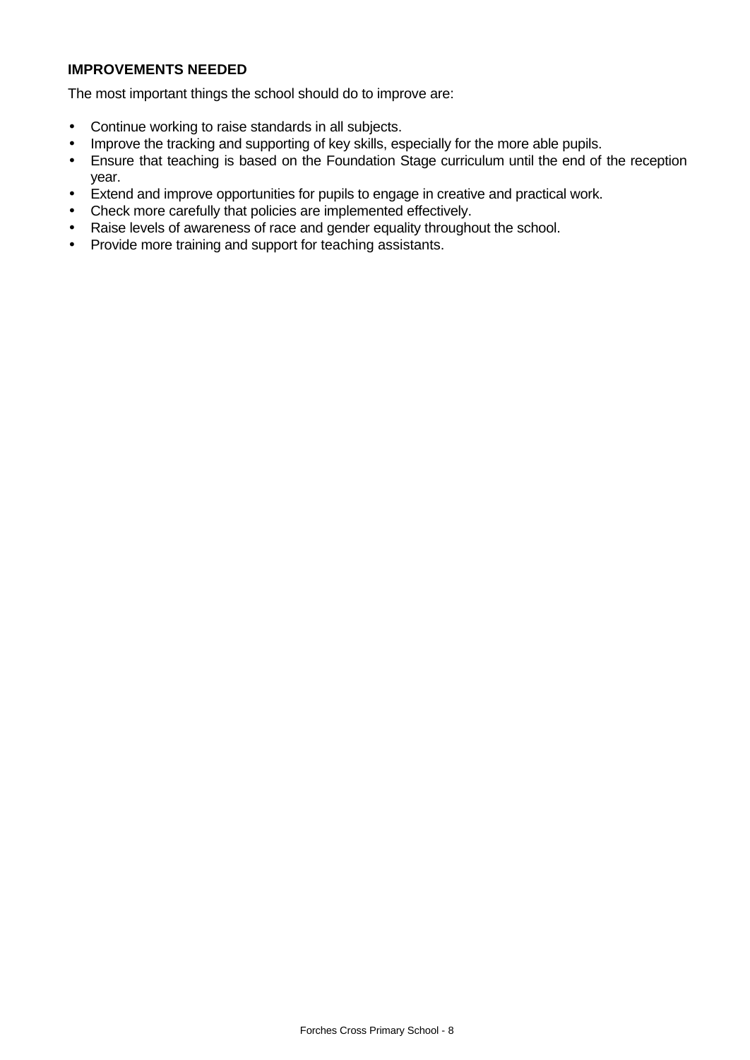**IMPROVEMENTS NEEDED**

The most important things the school should do to improve are:

- Continue working to raise standards in all subjects.
- Improve the tracking and supporting of key skills, especially for the more able pupils.
- Ensure that teaching is based on the Foundation Stage curriculum until the end of the reception year.
- Extend and improve opportunities for pupils to engage in creative and practical work.
- Check more carefully that policies are implemented effectively.
- Raise levels of awareness of race and gender equality throughout the school.
- Provide more training and support for teaching assistants.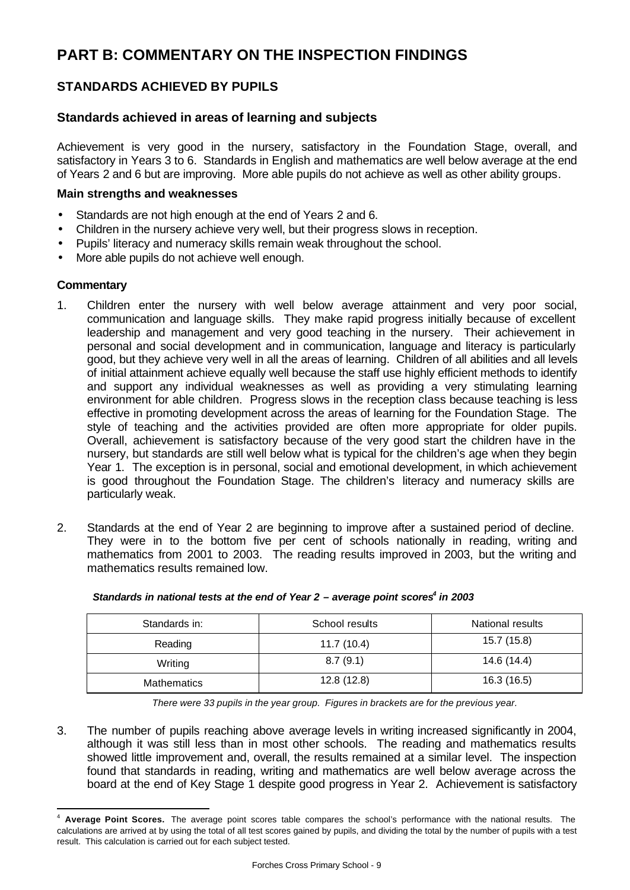# PART B: COMMENTARY ON THE INSPECTION FINDINGS

## STANDARDS ACHIEVED BY PUPILS

### Standards achieved in areas of learning and subjects

Achievement is very good in the nursery, satisfactory in the Foundation Stage, overall, and satisfactory in Years 3 to 6. Standards in English and mathematics are well below average at the end of Years 2 and 6 but are improving. More able pupils do not achieve as well as other ability groups.

**Main strengths and weaknesses**

- Standards are not high enough at the end of Years 2 and 6.
- Children in the nursery achieve very well, but their progress slows in reception.
- Pupils' literacy and numeracy skills remain weak throughout the school.
- More able pupils do not achieve well enough.

**Commentary**

1. Children enter the nursery with well below average attainment and very poor social, communication and language skills. They make rapid progress initially because of excellent leadership and management and very good teaching in the nursery. Their achievement in personal and social development and in communication, language and literacy is particularly good, but they achieve very well in all the areas of learning. Children of all abilities and all levels of initial attainment achieve equally well because the staff use highly efficient methods to identify and support any individual weaknesses as well as providing a very stimulating learning environment for able children. Progress slows in the reception class because teaching is less effective in promoting development across the areas of learning for the Foundation Stage. The style of teaching and the activities provided are often more appropriate for older pupils. Overall, achievement is satisfactory because of the very good start the children have in the nursery, but standards are still well below what is typical for the children's age when they begin Year 1. The exception is in personal, social and emotional development, in which achievement is good throughout the Foundation Stage. The children's literacy and numeracy skills are particularly weak.

2. Standards at the end of Year 2 are beginning to improve after a sustained period of decline. They were in to the bottom five per cent of schools nationally in reading, writing and mathematics from 2001 to 2003. The reading results improved in 2003, but the writing and mathematics results remained low.

***Standards in national tests at the end of Year 2 – average point scores[4] in 2003***

| Standards in: | School results | National results |
|---|---|---|
| Reading | 11.7 (10.4) | 15.7 (15.8) |
| Writing | 8.7 (9.1) | 14.6 (14.4) |
| Mathematics | 12.8 (12.8) | 16.3 (16.5) |

*There were 33 pupils in the year group. Figures in brackets are for the previous year.*

3. The number of pupils reaching above average levels in writing increased significantly in 2004, although it was still less than in most other schools. The reading and mathematics results showed little improvement and, overall, the results remained at a similar level. The inspection found that standards in reading, writing and mathematics are well below average across the board at the end of Key Stage 1 despite good progress in Year 2. Achievement is satisfactory

[4] **Average Point Scores.** The average point scores table compares the school's performance with the national results. The calculations are arrived at by using the total of all test scores gained by pupils, and dividing the total by the number of pupils with a test result. This calculation is carried out for each subject tested.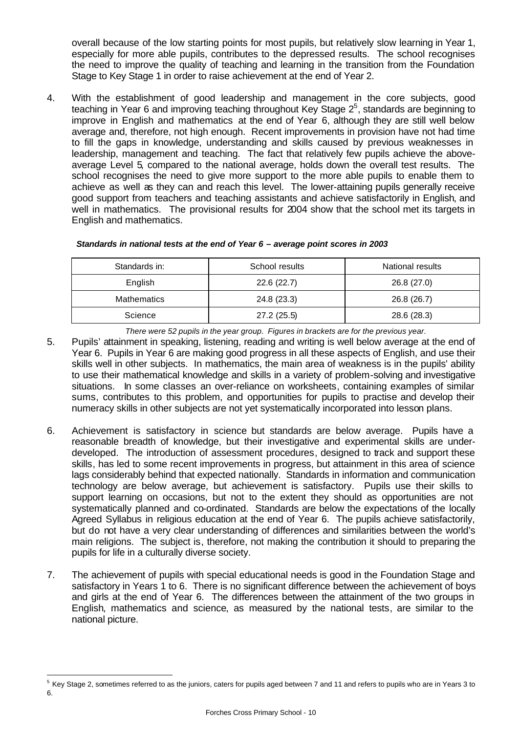overall because of the low starting points for most pupils, but relatively slow learning in Year 1, especially for more able pupils, contributes to the depressed results. The school recognises the need to improve the quality of teaching and learning in the transition from the Foundation Stage to Key Stage 1 in order to raise achievement at the end of Year 2.

4. With the establishment of good leadership and management in the core subjects, good teaching in Year 6 and improving teaching throughout Key Stage 2[5], standards are beginning to improve in English and mathematics at the end of Year 6, although they are still well below average and, therefore, not high enough. Recent improvements in provision have not had time to fill the gaps in knowledge, understanding and skills caused by previous weaknesses in leadership, management and teaching. The fact that relatively few pupils achieve the above-average Level 5, compared to the national average, holds down the overall test results. The school recognises the need to give more support to the more able pupils to enable them to achieve as well as they can and reach this level. The lower-attaining pupils generally receive good support from teachers and teaching assistants and achieve satisfactorily in English, and well in mathematics. The provisional results for 2004 show that the school met its targets in English and mathematics.

***Standards in national tests at the end of Year 6 – average point scores in 2003***

| Standards in: | School results | National results |
|---|---|---|
| English | 22.6 (22.7) | 26.8 (27.0) |
| Mathematics | 24.8 (23.3) | 26.8 (26.7) |
| Science | 27.2 (25.5) | 28.6 (28.3) |

*There were 52 pupils in the year group. Figures in brackets are for the previous year.*

5. Pupils' attainment in speaking, listening, reading and writing is well below average at the end of Year 6. Pupils in Year 6 are making good progress in all these aspects of English, and use their skills well in other subjects. In mathematics, the main area of weakness is in the pupils' ability to use their mathematical knowledge and skills in a variety of problem-solving and investigative situations. In some classes an over-reliance on worksheets, containing examples of similar sums, contributes to this problem, and opportunities for pupils to practise and develop their numeracy skills in other subjects are not yet systematically incorporated into lesson plans.

6. Achievement is satisfactory in science but standards are below average. Pupils have a reasonable breadth of knowledge, but their investigative and experimental skills are under-developed. The introduction of assessment procedures, designed to track and support these skills, has led to some recent improvements in progress, but attainment in this area of science lags considerably behind that expected nationally. Standards in information and communication technology are below average, but achievement is satisfactory. Pupils use their skills to support learning on occasions, but not to the extent they should as opportunities are not systematically planned and co-ordinated. Standards are below the expectations of the locally Agreed Syllabus in religious education at the end of Year 6. The pupils achieve satisfactorily, but do not have a very clear understanding of differences and similarities between the world's main religions. The subject is, therefore, not making the contribution it should to preparing the pupils for life in a culturally diverse society.

7. The achievement of pupils with special educational needs is good in the Foundation Stage and satisfactory in Years 1 to 6. There is no significant difference between the achievement of boys and girls at the end of Year 6. The differences between the attainment of the two groups in English, mathematics and science, as measured by the national tests, are similar to the national picture.

[5] Key Stage 2, sometimes referred to as the juniors, caters for pupils aged between 7 and 11 and refers to pupils who are in Years 3 to 6.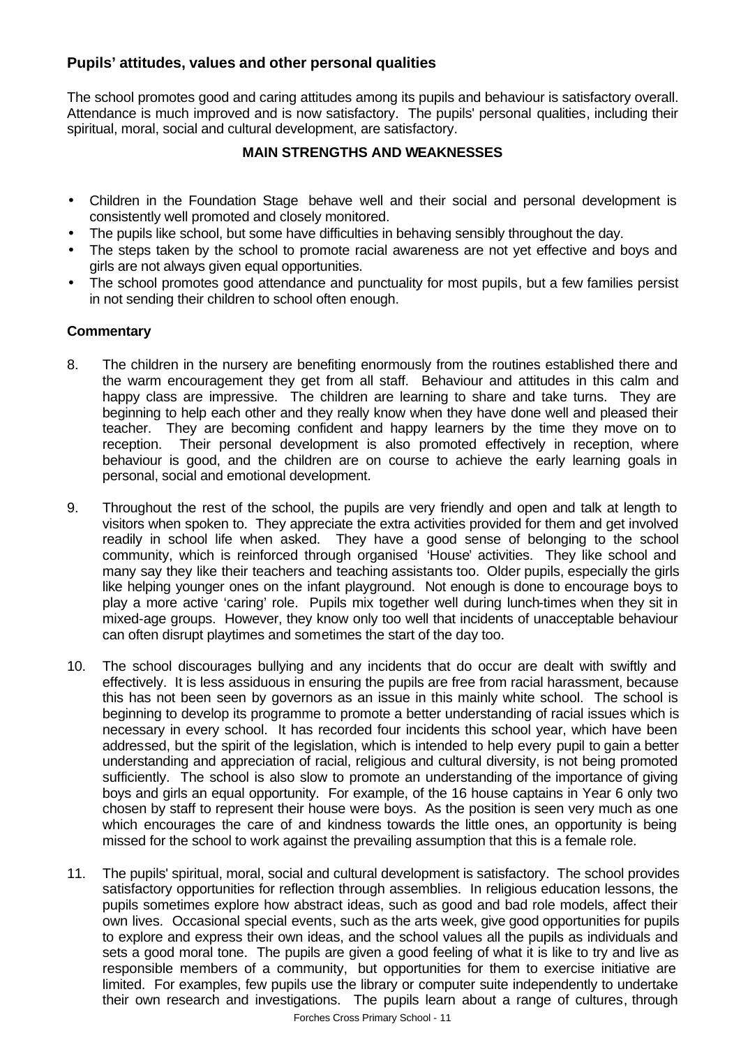## Pupils' attitudes, values and other personal qualities

The school promotes good and caring attitudes among its pupils and behaviour is satisfactory overall. Attendance is much improved and is now satisfactory. The pupils' personal qualities, including their spiritual, moral, social and cultural development, are satisfactory.

### MAIN STRENGTHS AND WEAKNESSES

- Children in the Foundation Stage behave well and their social and personal development is consistently well promoted and closely monitored.
- The pupils like school, but some have difficulties in behaving sensibly throughout the day.
- The steps taken by the school to promote racial awareness are not yet effective and boys and girls are not always given equal opportunities.
- The school promotes good attendance and punctuality for most pupils, but a few families persist in not sending their children to school often enough.

### Commentary

8. The children in the nursery are benefiting enormously from the routines established there and the warm encouragement they get from all staff. Behaviour and attitudes in this calm and happy class are impressive. The children are learning to share and take turns. They are beginning to help each other and they really know when they have done well and pleased their teacher. They are becoming confident and happy learners by the time they move on to reception. Their personal development is also promoted effectively in reception, where behaviour is good, and the children are on course to achieve the early learning goals in personal, social and emotional development.

9. Throughout the rest of the school, the pupils are very friendly and open and talk at length to visitors when spoken to. They appreciate the extra activities provided for them and get involved readily in school life when asked. They have a good sense of belonging to the school community, which is reinforced through organised 'House' activities. They like school and many say they like their teachers and teaching assistants too. Older pupils, especially the girls like helping younger ones on the infant playground. Not enough is done to encourage boys to play a more active 'caring' role. Pupils mix together well during lunch-times when they sit in mixed-age groups. However, they know only too well that incidents of unacceptable behaviour can often disrupt playtimes and sometimes the start of the day too.

10. The school discourages bullying and any incidents that do occur are dealt with swiftly and effectively. It is less assiduous in ensuring the pupils are free from racial harassment, because this has not been seen by governors as an issue in this mainly white school. The school is beginning to develop its programme to promote a better understanding of racial issues which is necessary in every school. It has recorded four incidents this school year, which have been addressed, but the spirit of the legislation, which is intended to help every pupil to gain a better understanding and appreciation of racial, religious and cultural diversity, is not being promoted sufficiently. The school is also slow to promote an understanding of the importance of giving boys and girls an equal opportunity. For example, of the 16 house captains in Year 6 only two chosen by staff to represent their house were boys. As the position is seen very much as one which encourages the care of and kindness towards the little ones, an opportunity is being missed for the school to work against the prevailing assumption that this is a female role.

11. The pupils' spiritual, moral, social and cultural development is satisfactory. The school provides satisfactory opportunities for reflection through assemblies. In religious education lessons, the pupils sometimes explore how abstract ideas, such as good and bad role models, affect their own lives. Occasional special events, such as the arts week, give good opportunities for pupils to explore and express their own ideas, and the school values all the pupils as individuals and sets a good moral tone. The pupils are given a good feeling of what it is like to try and live as responsible members of a community, but opportunities for them to exercise initiative are limited. For examples, few pupils use the library or computer suite independently to undertake their own research and investigations. The pupils learn about a range of cultures, through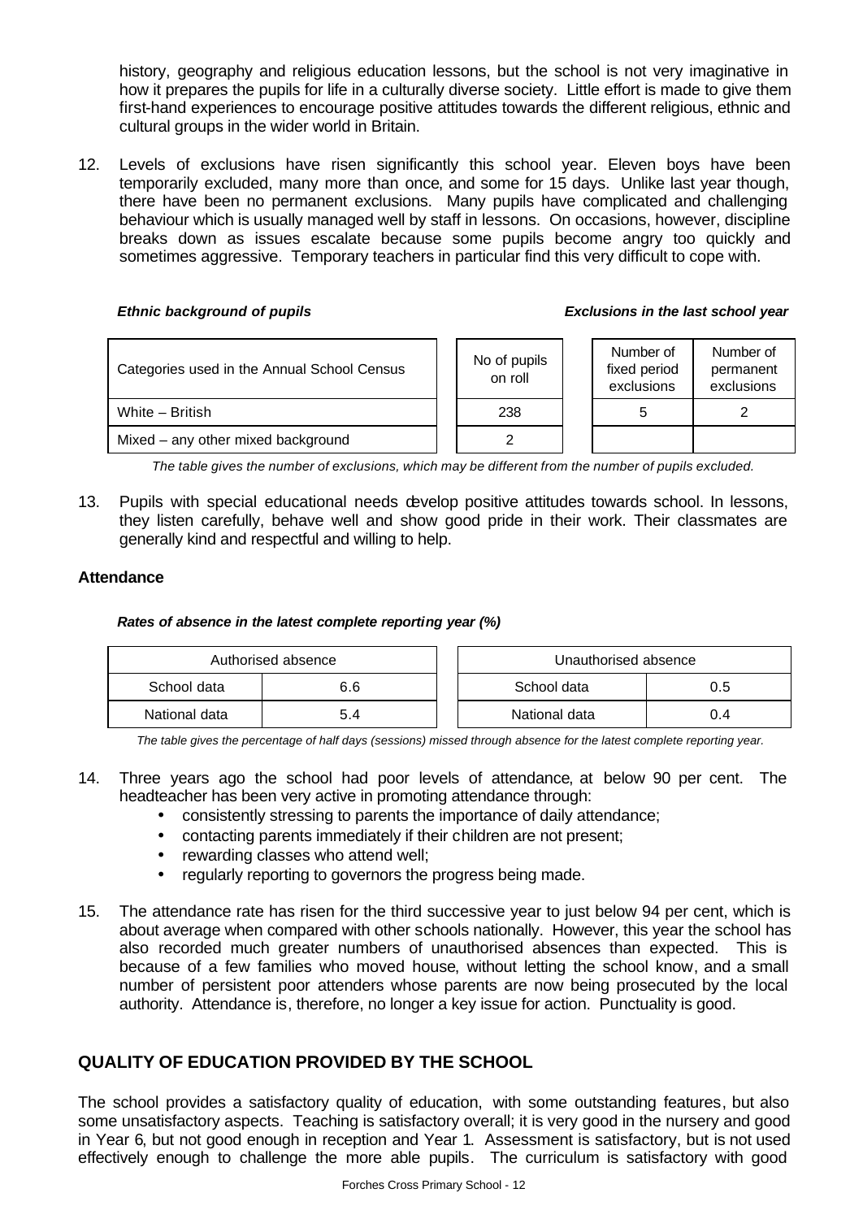history, geography and religious education lessons, but the school is not very imaginative in how it prepares the pupils for life in a culturally diverse society. Little effort is made to give them first-hand experiences to encourage positive attitudes towards the different religious, ethnic and cultural groups in the wider world in Britain.

12. Levels of exclusions have risen significantly this school year. Eleven boys have been temporarily excluded, many more than once, and some for 15 days. Unlike last year though, there have been no permanent exclusions. Many pupils have complicated and challenging behaviour which is usually managed well by staff in lessons. On occasions, however, discipline breaks down as issues escalate because some pupils become angry too quickly and sometimes aggressive. Temporary teachers in particular find this very difficult to cope with.

***Ethnic background of pupils*** ***Exclusions in the last school year***

| Categories used in the Annual School Census | No of pupils on roll | Number of fixed period exclusions | Number of permanent exclusions |
|---|---|---|---|
| White – British | 238 | 5 | 2 |
| Mixed – any other mixed background | 2 | | |

*The table gives the number of exclusions, which may be different from the number of pupils excluded.*

13. Pupils with special educational needs develop positive attitudes towards school. In lessons, they listen carefully, behave well and show good pride in their work. Their classmates are generally kind and respectful and willing to help.

### Attendance

***Rates of absence in the latest complete reporting year (%)***

| Authorised absence | | Unauthorised absence | |
|---|---|---|---|
| School data | 6.6 | School data | 0.5 |
| National data | 5.4 | National data | 0.4 |

*The table gives the percentage of half days (sessions) missed through absence for the latest complete reporting year.*

14. Three years ago the school had poor levels of attendance, at below 90 per cent. The headteacher has been very active in promoting attendance through:
    - consistently stressing to parents the importance of daily attendance;
    - contacting parents immediately if their children are not present;
    - rewarding classes who attend well;
    - regularly reporting to governors the progress being made.

15. The attendance rate has risen for the third successive year to just below 94 per cent, which is about average when compared with other schools nationally. However, this year the school has also recorded much greater numbers of unauthorised absences than expected. This is because of a few families who moved house, without letting the school know, and a small number of persistent poor attenders whose parents are now being prosecuted by the local authority. Attendance is, therefore, no longer a key issue for action. Punctuality is good.

## QUALITY OF EDUCATION PROVIDED BY THE SCHOOL

The school provides a satisfactory quality of education, with some outstanding features, but also some unsatisfactory aspects. Teaching is satisfactory overall; it is very good in the nursery and good in Year 6, but not good enough in reception and Year 1. Assessment is satisfactory, but is not used effectively enough to challenge the more able pupils. The curriculum is satisfactory with good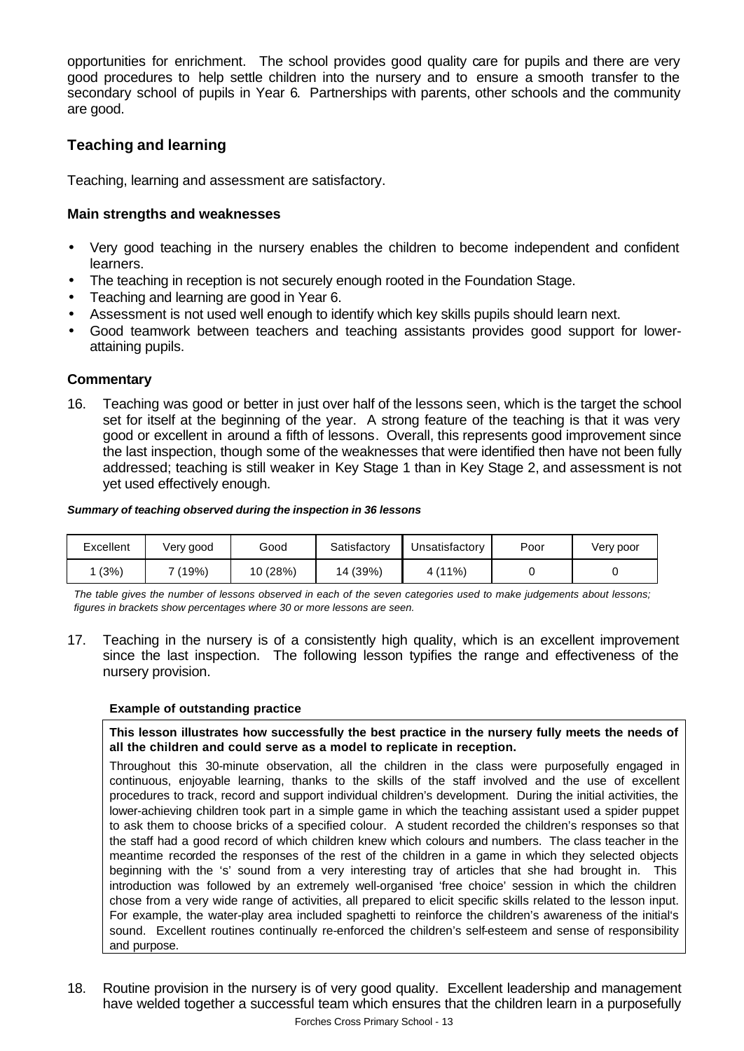opportunities for enrichment. The school provides good quality care for pupils and there are very good procedures to help settle children into the nursery and to ensure a smooth transfer to the secondary school of pupils in Year 6. Partnerships with parents, other schools and the community are good.

## Teaching and learning

Teaching, learning and assessment are satisfactory.

### Main strengths and weaknesses

- Very good teaching in the nursery enables the children to become independent and confident learners.
- The teaching in reception is not securely enough rooted in the Foundation Stage.
- Teaching and learning are good in Year 6.
- Assessment is not used well enough to identify which key skills pupils should learn next.
- Good teamwork between teachers and teaching assistants provides good support for lower-attaining pupils.

### Commentary

16. Teaching was good or better in just over half of the lessons seen, which is the target the school set for itself at the beginning of the year. A strong feature of the teaching is that it was very good or excellent in around a fifth of lessons. Overall, this represents good improvement since the last inspection, though some of the weaknesses that were identified then have not been fully addressed; teaching is still weaker in Key Stage 1 than in Key Stage 2, and assessment is not yet used effectively enough.

***Summary of teaching observed during the inspection in 36 lessons***

| Excellent | Very good | Good | Satisfactory | Unsatisfactory | Poor | Very poor |
|---|---|---|---|---|---|---|
| 1 (3%) | 7 (19%) | 10 (28%) | 14 (39%) | 4 (11%) | 0 | 0 |

*The table gives the number of lessons observed in each of the seven categories used to make judgements about lessons; figures in brackets show percentages where 30 or more lessons are seen.*

17. Teaching in the nursery is of a consistently high quality, which is an excellent improvement since the last inspection. The following lesson typifies the range and effectiveness of the nursery provision.

**Example of outstanding practice**

**This lesson illustrates how successfully the best practice in the nursery fully meets the needs of all the children and could serve as a model to replicate in reception.**

Throughout this 30-minute observation, all the children in the class were purposefully engaged in continuous, enjoyable learning, thanks to the skills of the staff involved and the use of excellent procedures to track, record and support individual children's development. During the initial activities, the lower-achieving children took part in a simple game in which the teaching assistant used a spider puppet to ask them to choose bricks of a specified colour. A student recorded the children's responses so that the staff had a good record of which children knew which colours and numbers. The class teacher in the meantime recorded the responses of the rest of the children in a game in which they selected objects beginning with the 's' sound from a very interesting tray of articles that she had brought in. This introduction was followed by an extremely well-organised 'free choice' session in which the children chose from a very wide range of activities, all prepared to elicit specific skills related to the lesson input. For example, the water-play area included spaghetti to reinforce the children's awareness of the initial's sound. Excellent routines continually re-enforced the children's self-esteem and sense of responsibility and purpose.

18. Routine provision in the nursery is of very good quality. Excellent leadership and management have welded together a successful team which ensures that the children learn in a purposefully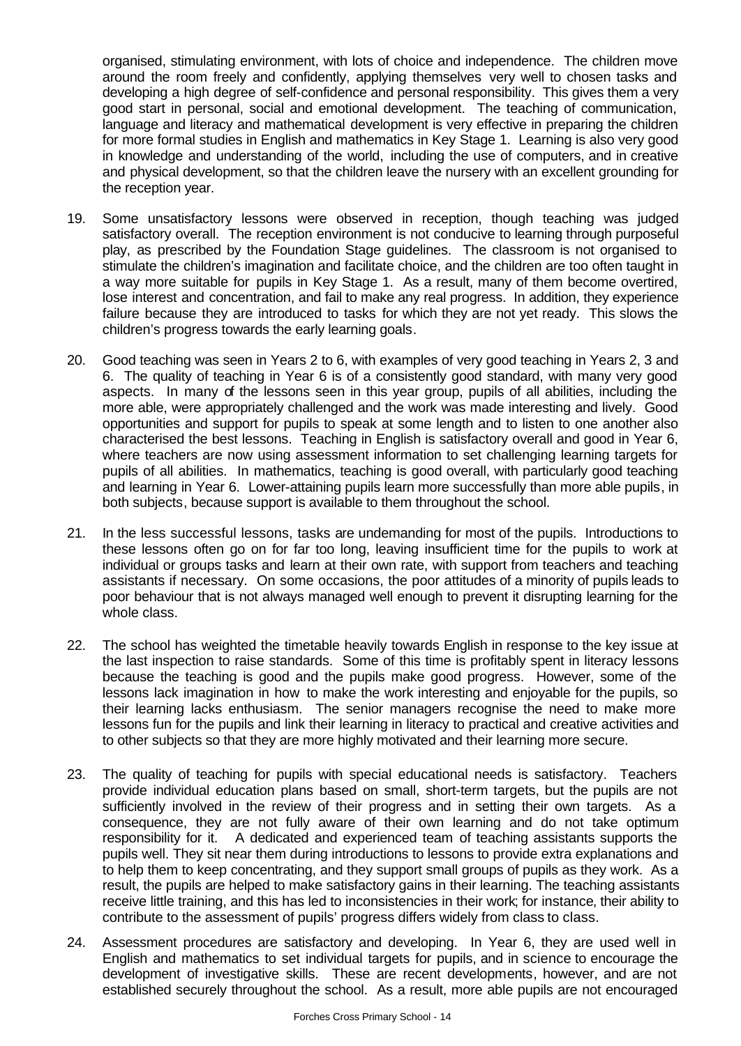organised, stimulating environment, with lots of choice and independence. The children move around the room freely and confidently, applying themselves very well to chosen tasks and developing a high degree of self-confidence and personal responsibility. This gives them a very good start in personal, social and emotional development. The teaching of communication, language and literacy and mathematical development is very effective in preparing the children for more formal studies in English and mathematics in Key Stage 1. Learning is also very good in knowledge and understanding of the world, including the use of computers, and in creative and physical development, so that the children leave the nursery with an excellent grounding for the reception year.

19. Some unsatisfactory lessons were observed in reception, though teaching was judged satisfactory overall. The reception environment is not conducive to learning through purposeful play, as prescribed by the Foundation Stage guidelines. The classroom is not organised to stimulate the children's imagination and facilitate choice, and the children are too often taught in a way more suitable for pupils in Key Stage 1. As a result, many of them become overtired, lose interest and concentration, and fail to make any real progress. In addition, they experience failure because they are introduced to tasks for which they are not yet ready. This slows the children's progress towards the early learning goals.

20. Good teaching was seen in Years 2 to 6, with examples of very good teaching in Years 2, 3 and 6. The quality of teaching in Year 6 is of a consistently good standard, with many very good aspects. In many of the lessons seen in this year group, pupils of all abilities, including the more able, were appropriately challenged and the work was made interesting and lively. Good opportunities and support for pupils to speak at some length and to listen to one another also characterised the best lessons. Teaching in English is satisfactory overall and good in Year 6, where teachers are now using assessment information to set challenging learning targets for pupils of all abilities. In mathematics, teaching is good overall, with particularly good teaching and learning in Year 6. Lower-attaining pupils learn more successfully than more able pupils, in both subjects, because support is available to them throughout the school.

21. In the less successful lessons, tasks are undemanding for most of the pupils. Introductions to these lessons often go on for far too long, leaving insufficient time for the pupils to work at individual or groups tasks and learn at their own rate, with support from teachers and teaching assistants if necessary. On some occasions, the poor attitudes of a minority of pupils leads to poor behaviour that is not always managed well enough to prevent it disrupting learning for the whole class.

22. The school has weighted the timetable heavily towards English in response to the key issue at the last inspection to raise standards. Some of this time is profitably spent in literacy lessons because the teaching is good and the pupils make good progress. However, some of the lessons lack imagination in how to make the work interesting and enjoyable for the pupils, so their learning lacks enthusiasm. The senior managers recognise the need to make more lessons fun for the pupils and link their learning in literacy to practical and creative activities and to other subjects so that they are more highly motivated and their learning more secure.

23. The quality of teaching for pupils with special educational needs is satisfactory. Teachers provide individual education plans based on small, short-term targets, but the pupils are not sufficiently involved in the review of their progress and in setting their own targets. As a consequence, they are not fully aware of their own learning and do not take optimum responsibility for it. A dedicated and experienced team of teaching assistants supports the pupils well. They sit near them during introductions to lessons to provide extra explanations and to help them to keep concentrating, and they support small groups of pupils as they work. As a result, the pupils are helped to make satisfactory gains in their learning. The teaching assistants receive little training, and this has led to inconsistencies in their work; for instance, their ability to contribute to the assessment of pupils' progress differs widely from class to class.

24. Assessment procedures are satisfactory and developing. In Year 6, they are used well in English and mathematics to set individual targets for pupils, and in science to encourage the development of investigative skills. These are recent developments, however, and are not established securely throughout the school. As a result, more able pupils are not encouraged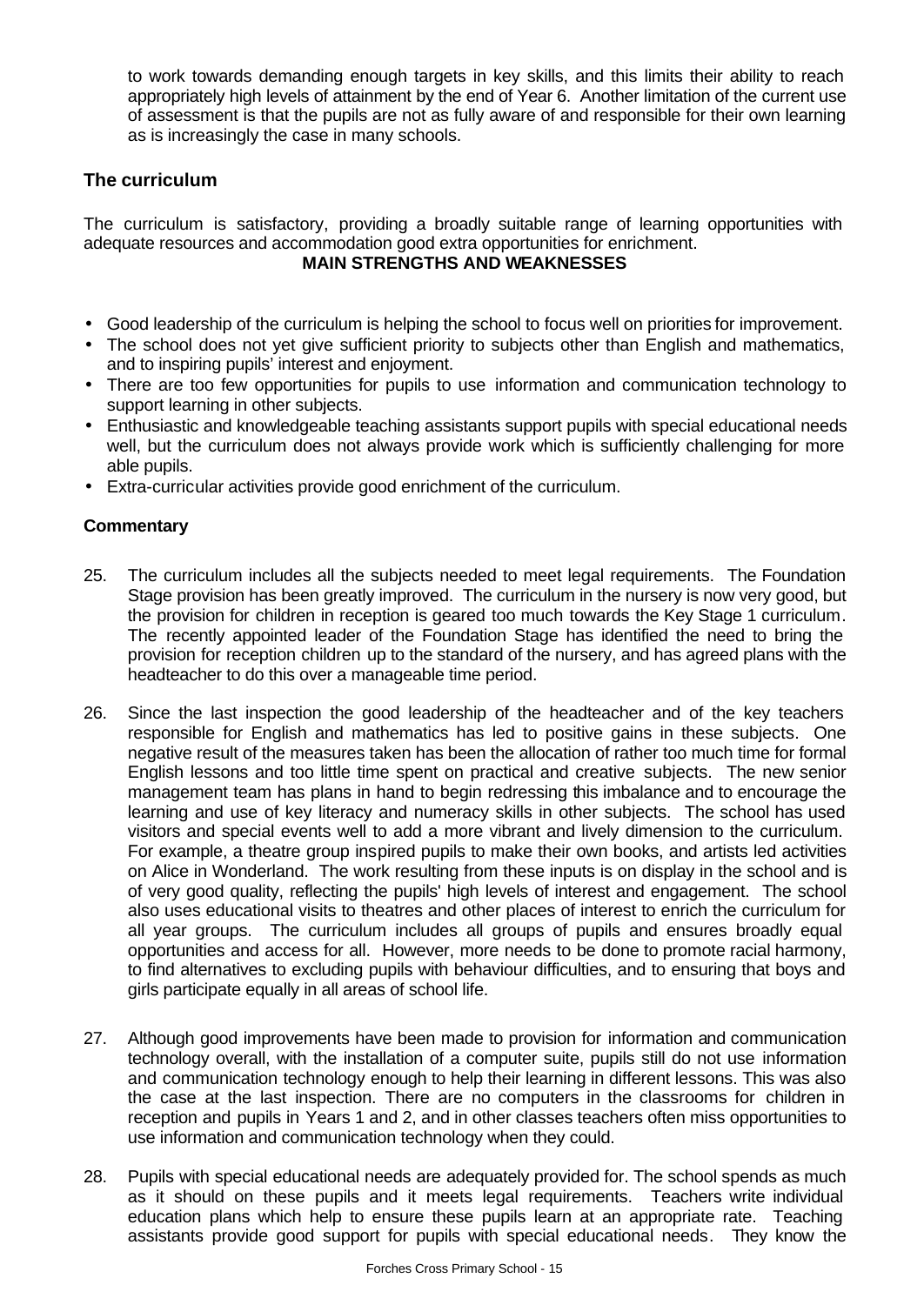to work towards demanding enough targets in key skills, and this limits their ability to reach appropriately high levels of attainment by the end of Year 6. Another limitation of the current use of assessment is that the pupils are not as fully aware of and responsible for their own learning as is increasingly the case in many schools.

### The curriculum

The curriculum is satisfactory, providing a broadly suitable range of learning opportunities with adequate resources and accommodation good extra opportunities for enrichment.

**MAIN STRENGTHS AND WEAKNESSES**

- Good leadership of the curriculum is helping the school to focus well on priorities for improvement.
- The school does not yet give sufficient priority to subjects other than English and mathematics, and to inspiring pupils' interest and enjoyment.
- There are too few opportunities for pupils to use information and communication technology to support learning in other subjects.
- Enthusiastic and knowledgeable teaching assistants support pupils with special educational needs well, but the curriculum does not always provide work which is sufficiently challenging for more able pupils.
- Extra-curricular activities provide good enrichment of the curriculum.

**Commentary**

25. The curriculum includes all the subjects needed to meet legal requirements. The Foundation Stage provision has been greatly improved. The curriculum in the nursery is now very good, but the provision for children in reception is geared too much towards the Key Stage 1 curriculum. The recently appointed leader of the Foundation Stage has identified the need to bring the provision for reception children up to the standard of the nursery, and has agreed plans with the headteacher to do this over a manageable time period.

26. Since the last inspection the good leadership of the headteacher and of the key teachers responsible for English and mathematics has led to positive gains in these subjects. One negative result of the measures taken has been the allocation of rather too much time for formal English lessons and too little time spent on practical and creative subjects. The new senior management team has plans in hand to begin redressing this imbalance and to encourage the learning and use of key literacy and numeracy skills in other subjects. The school has used visitors and special events well to add a more vibrant and lively dimension to the curriculum. For example, a theatre group inspired pupils to make their own books, and artists led activities on Alice in Wonderland. The work resulting from these inputs is on display in the school and is of very good quality, reflecting the pupils' high levels of interest and engagement. The school also uses educational visits to theatres and other places of interest to enrich the curriculum for all year groups. The curriculum includes all groups of pupils and ensures broadly equal opportunities and access for all. However, more needs to be done to promote racial harmony, to find alternatives to excluding pupils with behaviour difficulties, and to ensuring that boys and girls participate equally in all areas of school life.

27. Although good improvements have been made to provision for information and communication technology overall, with the installation of a computer suite, pupils still do not use information and communication technology enough to help their learning in different lessons. This was also the case at the last inspection. There are no computers in the classrooms for children in reception and pupils in Years 1 and 2, and in other classes teachers often miss opportunities to use information and communication technology when they could.

28. Pupils with special educational needs are adequately provided for. The school spends as much as it should on these pupils and it meets legal requirements. Teachers write individual education plans which help to ensure these pupils learn at an appropriate rate. Teaching assistants provide good support for pupils with special educational needs. They know the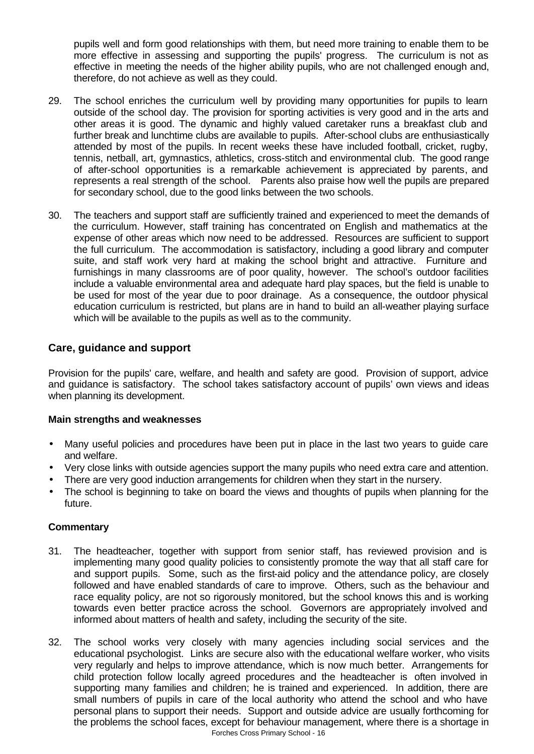pupils well and form good relationships with them, but need more training to enable them to be more effective in assessing and supporting the pupils' progress. The curriculum is not as effective in meeting the needs of the higher ability pupils, who are not challenged enough and, therefore, do not achieve as well as they could.

29. The school enriches the curriculum well by providing many opportunities for pupils to learn outside of the school day. The provision for sporting activities is very good and in the arts and other areas it is good. The dynamic and highly valued caretaker runs a breakfast club and further break and lunchtime clubs are available to pupils. After-school clubs are enthusiastically attended by most of the pupils. In recent weeks these have included football, cricket, rugby, tennis, netball, art, gymnastics, athletics, cross-stitch and environmental club. The good range of after-school opportunities is a remarkable achievement is appreciated by parents, and represents a real strength of the school. Parents also praise how well the pupils are prepared for secondary school, due to the good links between the two schools.

30. The teachers and support staff are sufficiently trained and experienced to meet the demands of the curriculum. However, staff training has concentrated on English and mathematics at the expense of other areas which now need to be addressed. Resources are sufficient to support the full curriculum. The accommodation is satisfactory, including a good library and computer suite, and staff work very hard at making the school bright and attractive. Furniture and furnishings in many classrooms are of poor quality, however. The school's outdoor facilities include a valuable environmental area and adequate hard play spaces, but the field is unable to be used for most of the year due to poor drainage. As a consequence, the outdoor physical education curriculum is restricted, but plans are in hand to build an all-weather playing surface which will be available to the pupils as well as to the community.

## Care, guidance and support

Provision for the pupils' care, welfare, and health and safety are good. Provision of support, advice and guidance is satisfactory. The school takes satisfactory account of pupils' own views and ideas when planning its development.

### Main strengths and weaknesses

- Many useful policies and procedures have been put in place in the last two years to guide care and welfare.
- Very close links with outside agencies support the many pupils who need extra care and attention.
- There are very good induction arrangements for children when they start in the nursery.
- The school is beginning to take on board the views and thoughts of pupils when planning for the future.

### Commentary

31. The headteacher, together with support from senior staff, has reviewed provision and is implementing many good quality policies to consistently promote the way that all staff care for and support pupils. Some, such as the first-aid policy and the attendance policy, are closely followed and have enabled standards of care to improve. Others, such as the behaviour and race equality policy, are not so rigorously monitored, but the school knows this and is working towards even better practice across the school. Governors are appropriately involved and informed about matters of health and safety, including the security of the site.

32. The school works very closely with many agencies including social services and the educational psychologist. Links are secure also with the educational welfare worker, who visits very regularly and helps to improve attendance, which is now much better. Arrangements for child protection follow locally agreed procedures and the headteacher is often involved in supporting many families and children; he is trained and experienced. In addition, there are small numbers of pupils in care of the local authority who attend the school and who have personal plans to support their needs. Support and outside advice are usually forthcoming for the problems the school faces, except for behaviour management, where there is a shortage in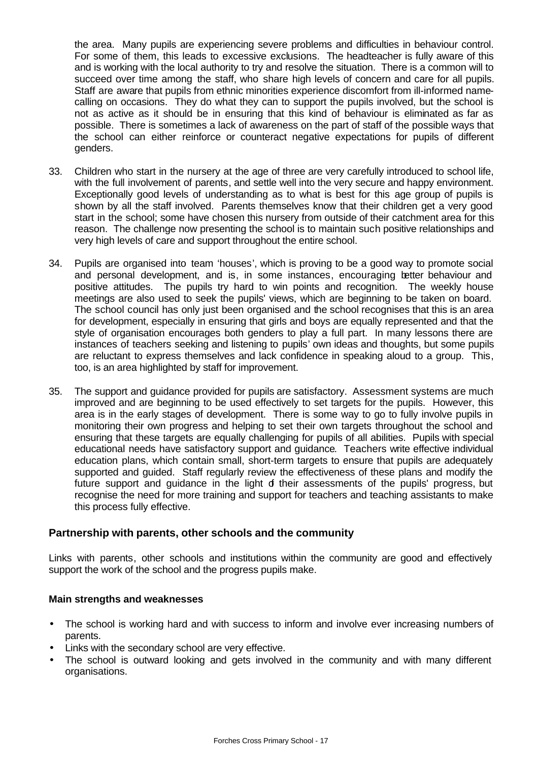the area. Many pupils are experiencing severe problems and difficulties in behaviour control. For some of them, this leads to excessive exclusions. The headteacher is fully aware of this and is working with the local authority to try and resolve the situation. There is a common will to succeed over time among the staff, who share high levels of concern and care for all pupils. Staff are aware that pupils from ethnic minorities experience discomfort from ill-informed name-calling on occasions. They do what they can to support the pupils involved, but the school is not as active as it should be in ensuring that this kind of behaviour is eliminated as far as possible. There is sometimes a lack of awareness on the part of staff of the possible ways that the school can either reinforce or counteract negative expectations for pupils of different genders.

33. Children who start in the nursery at the age of three are very carefully introduced to school life, with the full involvement of parents, and settle well into the very secure and happy environment. Exceptionally good levels of understanding as to what is best for this age group of pupils is shown by all the staff involved. Parents themselves know that their children get a very good start in the school; some have chosen this nursery from outside of their catchment area for this reason. The challenge now presenting the school is to maintain such positive relationships and very high levels of care and support throughout the entire school.

34. Pupils are organised into team 'houses', which is proving to be a good way to promote social and personal development, and is, in some instances, encouraging better behaviour and positive attitudes. The pupils try hard to win points and recognition. The weekly house meetings are also used to seek the pupils' views, which are beginning to be taken on board. The school council has only just been organised and the school recognises that this is an area for development, especially in ensuring that girls and boys are equally represented and that the style of organisation encourages both genders to play a full part. In many lessons there are instances of teachers seeking and listening to pupils' own ideas and thoughts, but some pupils are reluctant to express themselves and lack confidence in speaking aloud to a group. This, too, is an area highlighted by staff for improvement.

35. The support and guidance provided for pupils are satisfactory. Assessment systems are much improved and are beginning to be used effectively to set targets for the pupils. However, this area is in the early stages of development. There is some way to go to fully involve pupils in monitoring their own progress and helping to set their own targets throughout the school and ensuring that these targets are equally challenging for pupils of all abilities. Pupils with special educational needs have satisfactory support and guidance. Teachers write effective individual education plans, which contain small, short-term targets to ensure that pupils are adequately supported and guided. Staff regularly review the effectiveness of these plans and modify the future support and guidance in the light of their assessments of the pupils' progress, but recognise the need for more training and support for teachers and teaching assistants to make this process fully effective.

### Partnership with parents, other schools and the community

Links with parents, other schools and institutions within the community are good and effectively support the work of the school and the progress pupils make.

#### Main strengths and weaknesses

- The school is working hard and with success to inform and involve ever increasing numbers of parents.
- Links with the secondary school are very effective.
- The school is outward looking and gets involved in the community and with many different organisations.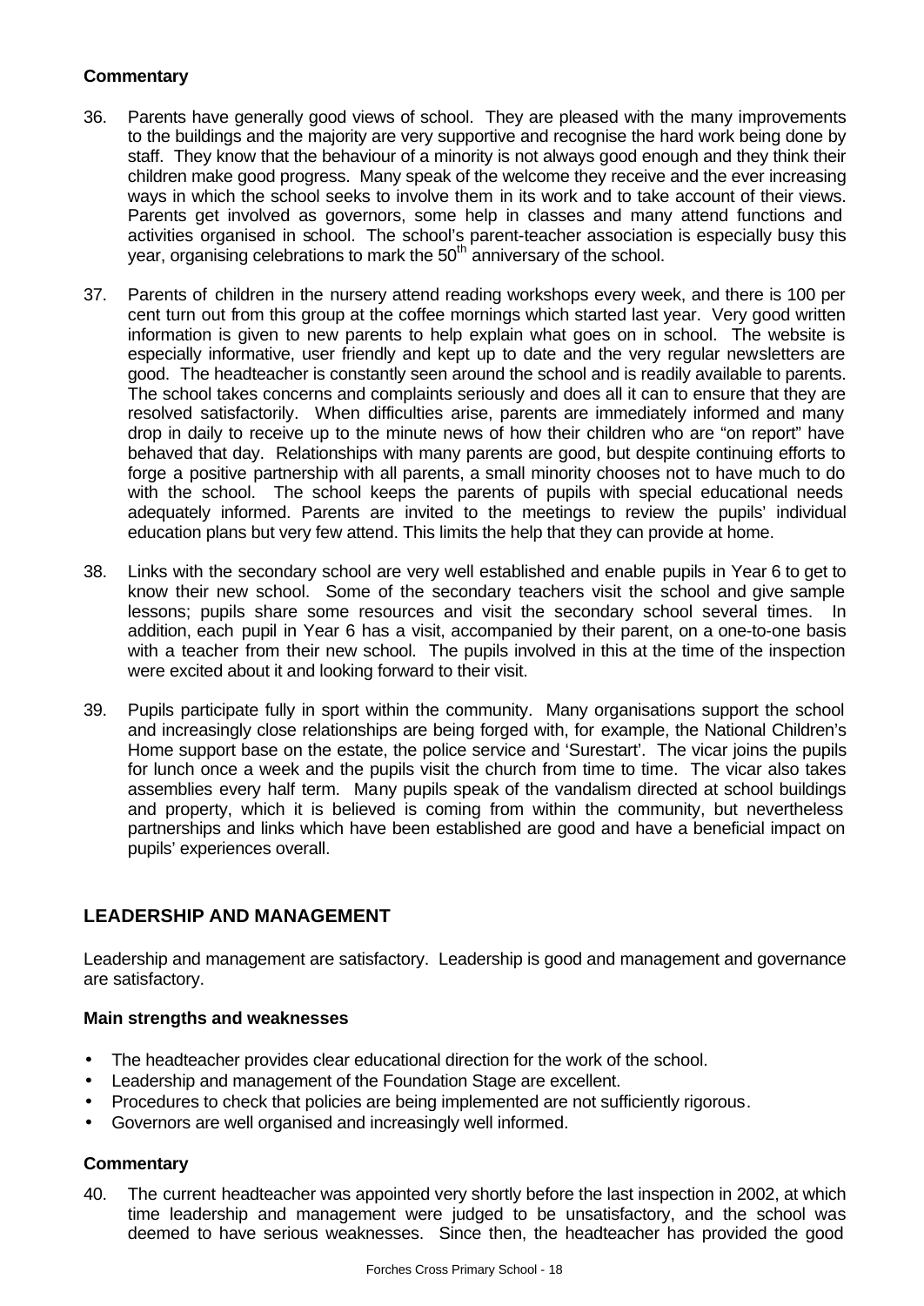### Commentary

36. Parents have generally good views of school. They are pleased with the many improvements to the buildings and the majority are very supportive and recognise the hard work being done by staff. They know that the behaviour of a minority is not always good enough and they think their children make good progress. Many speak of the welcome they receive and the ever increasing ways in which the school seeks to involve them in its work and to take account of their views. Parents get involved as governors, some help in classes and many attend functions and activities organised in school. The school's parent-teacher association is especially busy this year, organising celebrations to mark the 50th anniversary of the school.

37. Parents of children in the nursery attend reading workshops every week, and there is 100 per cent turn out from this group at the coffee mornings which started last year. Very good written information is given to new parents to help explain what goes on in school. The website is especially informative, user friendly and kept up to date and the very regular newsletters are good. The headteacher is constantly seen around the school and is readily available to parents. The school takes concerns and complaints seriously and does all it can to ensure that they are resolved satisfactorily. When difficulties arise, parents are immediately informed and many drop in daily to receive up to the minute news of how their children who are "on report" have behaved that day. Relationships with many parents are good, but despite continuing efforts to forge a positive partnership with all parents, a small minority chooses not to have much to do with the school. The school keeps the parents of pupils with special educational needs adequately informed. Parents are invited to the meetings to review the pupils' individual education plans but very few attend. This limits the help that they can provide at home.

38. Links with the secondary school are very well established and enable pupils in Year 6 to get to know their new school. Some of the secondary teachers visit the school and give sample lessons; pupils share some resources and visit the secondary school several times. In addition, each pupil in Year 6 has a visit, accompanied by their parent, on a one-to-one basis with a teacher from their new school. The pupils involved in this at the time of the inspection were excited about it and looking forward to their visit.

39. Pupils participate fully in sport within the community. Many organisations support the school and increasingly close relationships are being forged with, for example, the National Children's Home support base on the estate, the police service and 'Surestart'. The vicar joins the pupils for lunch once a week and the pupils visit the church from time to time. The vicar also takes assemblies every half term. Many pupils speak of the vandalism directed at school buildings and property, which it is believed is coming from within the community, but nevertheless partnerships and links which have been established are good and have a beneficial impact on pupils' experiences overall.

## LEADERSHIP AND MANAGEMENT

Leadership and management are satisfactory. Leadership is good and management and governance are satisfactory.

### Main strengths and weaknesses

- The headteacher provides clear educational direction for the work of the school.
- Leadership and management of the Foundation Stage are excellent.
- Procedures to check that policies are being implemented are not sufficiently rigorous.
- Governors are well organised and increasingly well informed.

### Commentary

40. The current headteacher was appointed very shortly before the last inspection in 2002, at which time leadership and management were judged to be unsatisfactory, and the school was deemed to have serious weaknesses. Since then, the headteacher has provided the good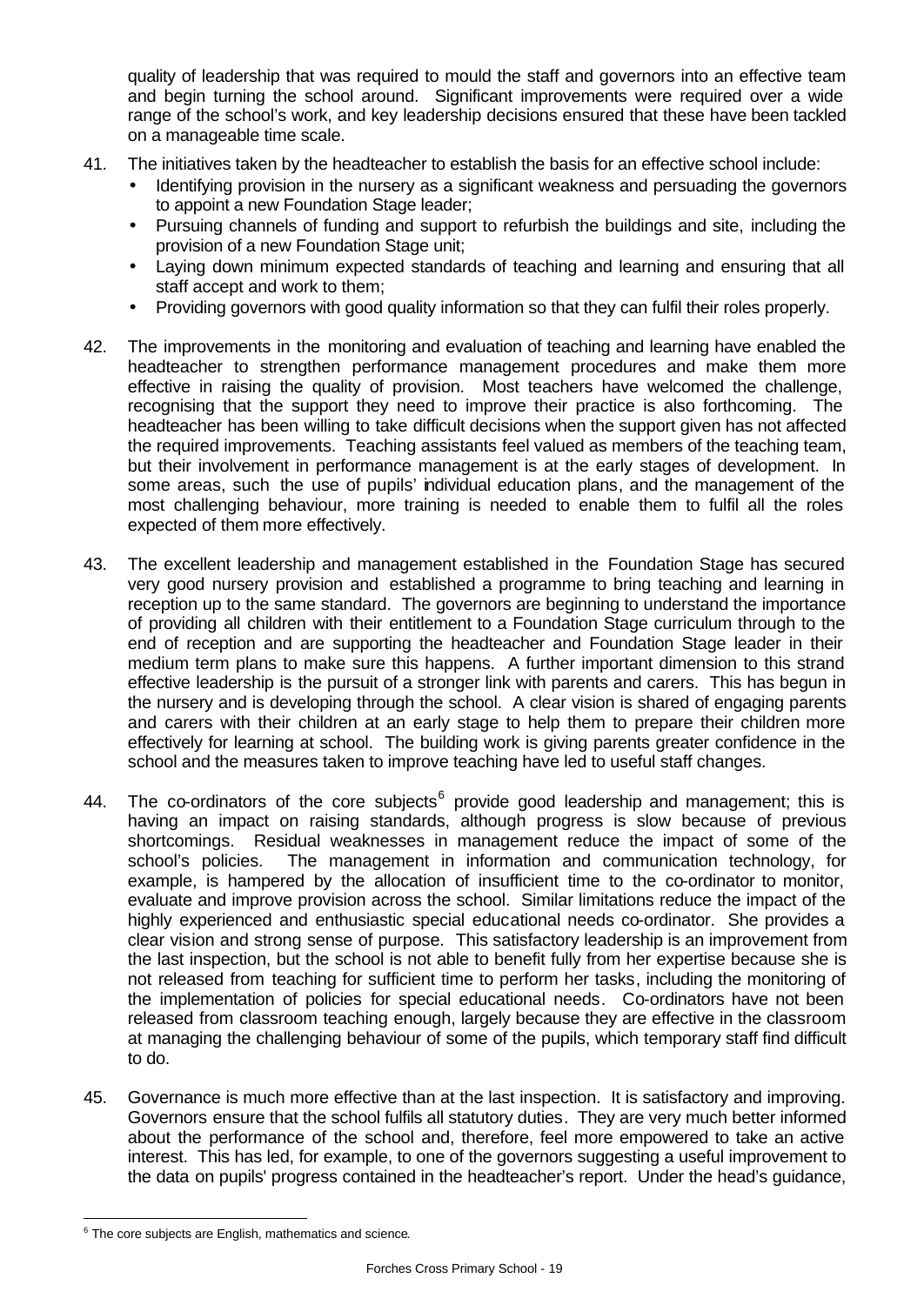quality of leadership that was required to mould the staff and governors into an effective team and begin turning the school around. Significant improvements were required over a wide range of the school's work, and key leadership decisions ensured that these have been tackled on a manageable time scale.

41. The initiatives taken by the headteacher to establish the basis for an effective school include:
    - Identifying provision in the nursery as a significant weakness and persuading the governors to appoint a new Foundation Stage leader;
    - Pursuing channels of funding and support to refurbish the buildings and site, including the provision of a new Foundation Stage unit;
    - Laying down minimum expected standards of teaching and learning and ensuring that all staff accept and work to them;
    - Providing governors with good quality information so that they can fulfil their roles properly.

42. The improvements in the monitoring and evaluation of teaching and learning have enabled the headteacher to strengthen performance management procedures and make them more effective in raising the quality of provision. Most teachers have welcomed the challenge, recognising that the support they need to improve their practice is also forthcoming. The headteacher has been willing to take difficult decisions when the support given has not affected the required improvements. Teaching assistants feel valued as members of the teaching team, but their involvement in performance management is at the early stages of development. In some areas, such the use of pupils' individual education plans, and the management of the most challenging behaviour, more training is needed to enable them to fulfil all the roles expected of them more effectively.

43. The excellent leadership and management established in the Foundation Stage has secured very good nursery provision and established a programme to bring teaching and learning in reception up to the same standard. The governors are beginning to understand the importance of providing all children with their entitlement to a Foundation Stage curriculum through to the end of reception and are supporting the headteacher and Foundation Stage leader in their medium term plans to make sure this happens. A further important dimension to this strand effective leadership is the pursuit of a stronger link with parents and carers. This has begun in the nursery and is developing through the school. A clear vision is shared of engaging parents and carers with their children at an early stage to help them to prepare their children more effectively for learning at school. The building work is giving parents greater confidence in the school and the measures taken to improve teaching have led to useful staff changes.

44. The co-ordinators of the core subjects[6] provide good leadership and management; this is having an impact on raising standards, although progress is slow because of previous shortcomings. Residual weaknesses in management reduce the impact of some of the school's policies. The management in information and communication technology, for example, is hampered by the allocation of insufficient time to the co-ordinator to monitor, evaluate and improve provision across the school. Similar limitations reduce the impact of the highly experienced and enthusiastic special educational needs co-ordinator. She provides a clear vision and strong sense of purpose. This satisfactory leadership is an improvement from the last inspection, but the school is not able to benefit fully from her expertise because she is not released from teaching for sufficient time to perform her tasks, including the monitoring of the implementation of policies for special educational needs. Co-ordinators have not been released from classroom teaching enough, largely because they are effective in the classroom at managing the challenging behaviour of some of the pupils, which temporary staff find difficult to do.

45. Governance is much more effective than at the last inspection. It is satisfactory and improving. Governors ensure that the school fulfils all statutory duties. They are very much better informed about the performance of the school and, therefore, feel more empowered to take an active interest. This has led, for example, to one of the governors suggesting a useful improvement to the data on pupils' progress contained in the headteacher's report. Under the head's guidance,

[6] The core subjects are English, mathematics and science.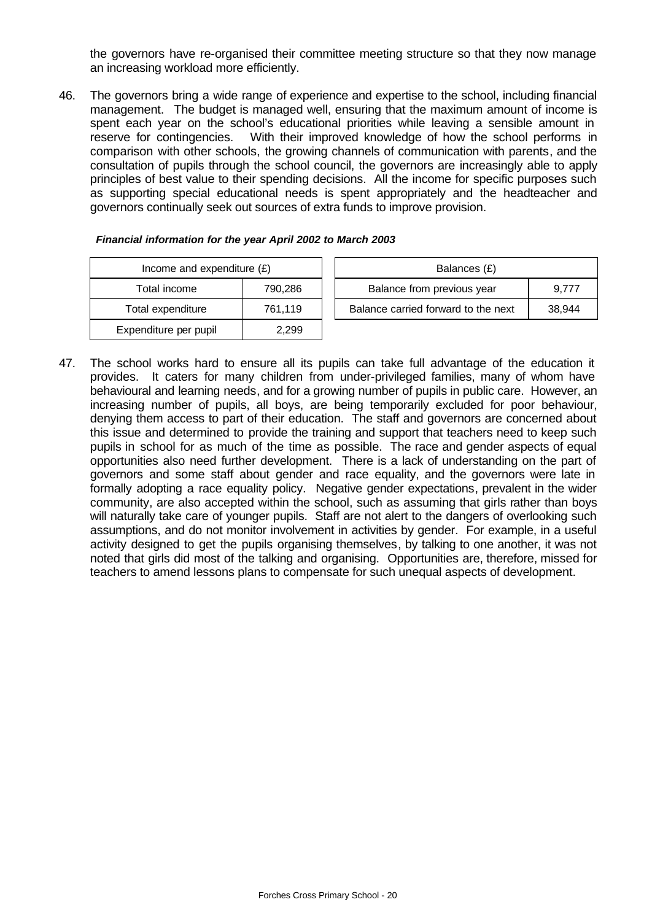the governors have re-organised their committee meeting structure so that they now manage an increasing workload more efficiently.

46. The governors bring a wide range of experience and expertise to the school, including financial management. The budget is managed well, ensuring that the maximum amount of income is spent each year on the school's educational priorities while leaving a sensible amount in reserve for contingencies. With their improved knowledge of how the school performs in comparison with other schools, the growing channels of communication with parents, and the consultation of pupils through the school council, the governors are increasingly able to apply principles of best value to their spending decisions. All the income for specific purposes such as supporting special educational needs is spent appropriately and the headteacher and governors continually seek out sources of extra funds to improve provision.

***Financial information for the year April 2002 to March 2003***

| Income and expenditure (£) | |
|---|---|
| Total income | 790,286 |
| Total expenditure | 761,119 |
| Expenditure per pupil | 2,299 |

| Balances (£) | |
|---|---|
| Balance from previous year | 9,777 |
| Balance carried forward to the next | 38,944 |

47. The school works hard to ensure all its pupils can take full advantage of the education it provides. It caters for many children from under-privileged families, many of whom have behavioural and learning needs, and for a growing number of pupils in public care. However, an increasing number of pupils, all boys, are being temporarily excluded for poor behaviour, denying them access to part of their education. The staff and governors are concerned about this issue and determined to provide the training and support that teachers need to keep such pupils in school for as much of the time as possible. The race and gender aspects of equal opportunities also need further development. There is a lack of understanding on the part of governors and some staff about gender and race equality, and the governors were late in formally adopting a race equality policy. Negative gender expectations, prevalent in the wider community, are also accepted within the school, such as assuming that girls rather than boys will naturally take care of younger pupils. Staff are not alert to the dangers of overlooking such assumptions, and do not monitor involvement in activities by gender. For example, in a useful activity designed to get the pupils organising themselves, by talking to one another, it was not noted that girls did most of the talking and organising. Opportunities are, therefore, missed for teachers to amend lessons plans to compensate for such unequal aspects of development.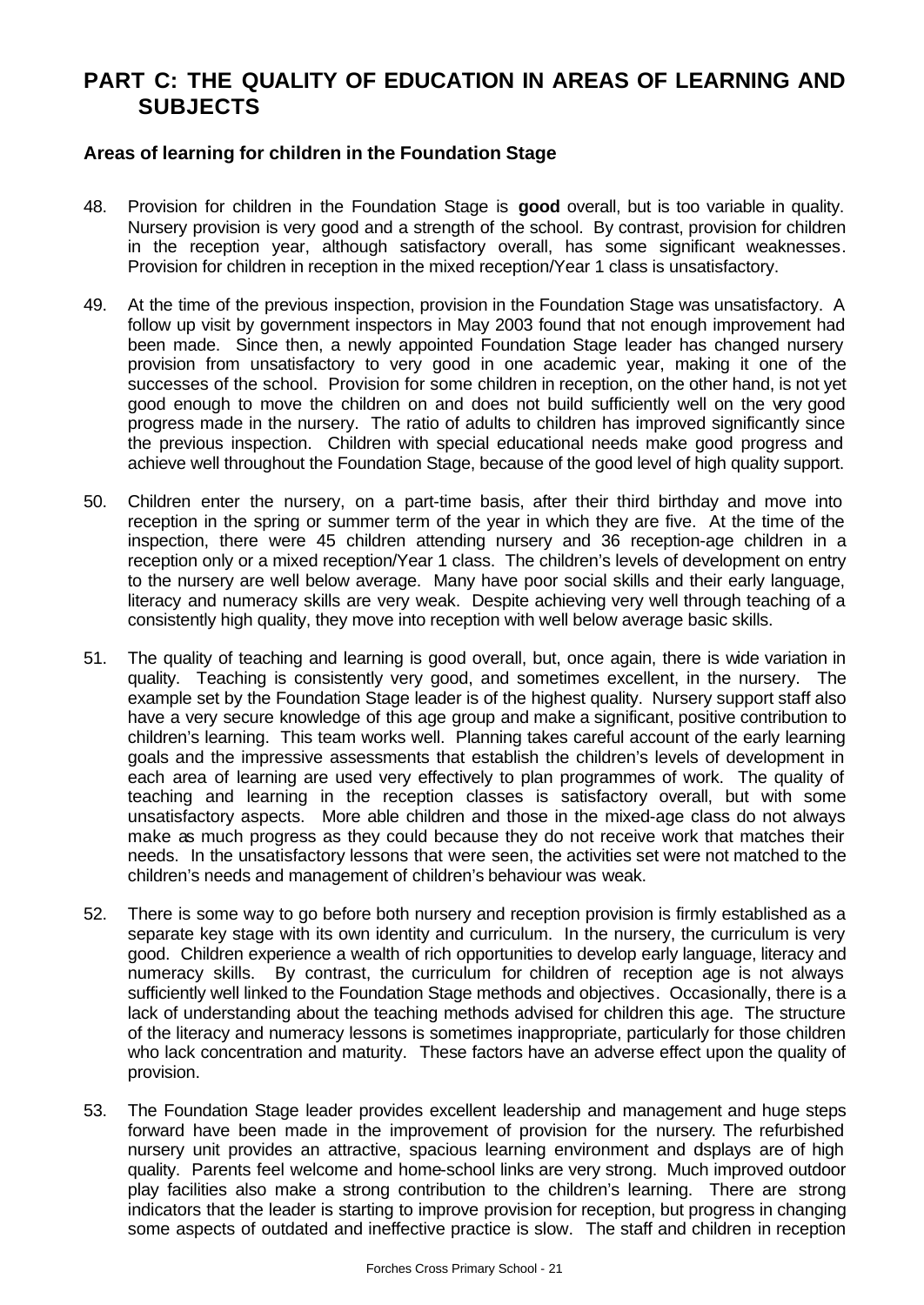# PART C: THE QUALITY OF EDUCATION IN AREAS OF LEARNING AND SUBJECTS

### Areas of learning for children in the Foundation Stage

48. Provision for children in the Foundation Stage is **good** overall, but is too variable in quality. Nursery provision is very good and a strength of the school. By contrast, provision for children in the reception year, although satisfactory overall, has some significant weaknesses. Provision for children in reception in the mixed reception/Year 1 class is unsatisfactory.

49. At the time of the previous inspection, provision in the Foundation Stage was unsatisfactory. A follow up visit by government inspectors in May 2003 found that not enough improvement had been made. Since then, a newly appointed Foundation Stage leader has changed nursery provision from unsatisfactory to very good in one academic year, making it one of the successes of the school. Provision for some children in reception, on the other hand, is not yet good enough to move the children on and does not build sufficiently well on the very good progress made in the nursery. The ratio of adults to children has improved significantly since the previous inspection. Children with special educational needs make good progress and achieve well throughout the Foundation Stage, because of the good level of high quality support.

50. Children enter the nursery, on a part-time basis, after their third birthday and move into reception in the spring or summer term of the year in which they are five. At the time of the inspection, there were 45 children attending nursery and 36 reception-age children in a reception only or a mixed reception/Year 1 class. The children's levels of development on entry to the nursery are well below average. Many have poor social skills and their early language, literacy and numeracy skills are very weak. Despite achieving very well through teaching of a consistently high quality, they move into reception with well below average basic skills.

51. The quality of teaching and learning is good overall, but, once again, there is wide variation in quality. Teaching is consistently very good, and sometimes excellent, in the nursery. The example set by the Foundation Stage leader is of the highest quality. Nursery support staff also have a very secure knowledge of this age group and make a significant, positive contribution to children's learning. This team works well. Planning takes careful account of the early learning goals and the impressive assessments that establish the children's levels of development in each area of learning are used very effectively to plan programmes of work. The quality of teaching and learning in the reception classes is satisfactory overall, but with some unsatisfactory aspects. More able children and those in the mixed-age class do not always make as much progress as they could because they do not receive work that matches their needs. In the unsatisfactory lessons that were seen, the activities set were not matched to the children's needs and management of children's behaviour was weak.

52. There is some way to go before both nursery and reception provision is firmly established as a separate key stage with its own identity and curriculum. In the nursery, the curriculum is very good. Children experience a wealth of rich opportunities to develop early language, literacy and numeracy skills. By contrast, the curriculum for children of reception age is not always sufficiently well linked to the Foundation Stage methods and objectives. Occasionally, there is a lack of understanding about the teaching methods advised for children this age. The structure of the literacy and numeracy lessons is sometimes inappropriate, particularly for those children who lack concentration and maturity. These factors have an adverse effect upon the quality of provision.

53. The Foundation Stage leader provides excellent leadership and management and huge steps forward have been made in the improvement of provision for the nursery. The refurbished nursery unit provides an attractive, spacious learning environment and displays are of high quality. Parents feel welcome and home-school links are very strong. Much improved outdoor play facilities also make a strong contribution to the children's learning. There are strong indicators that the leader is starting to improve provision for reception, but progress in changing some aspects of outdated and ineffective practice is slow. The staff and children in reception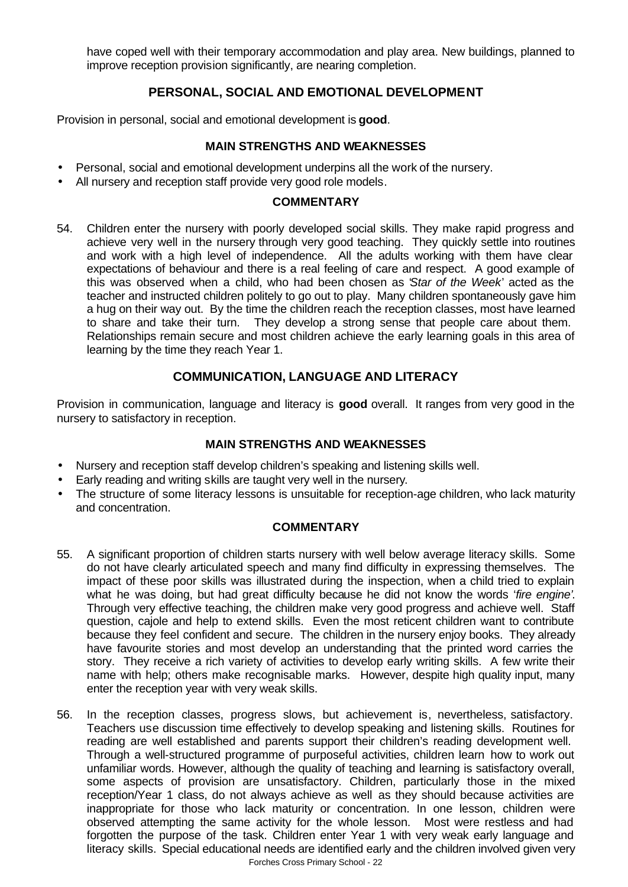have coped well with their temporary accommodation and play area. New buildings, planned to improve reception provision significantly, are nearing completion.

## PERSONAL, SOCIAL AND EMOTIONAL DEVELOPMENT

Provision in personal, social and emotional development is **good**.

### MAIN STRENGTHS AND WEAKNESSES

- Personal, social and emotional development underpins all the work of the nursery.
- All nursery and reception staff provide very good role models.

### COMMENTARY

54. Children enter the nursery with poorly developed social skills. They make rapid progress and achieve very well in the nursery through very good teaching. They quickly settle into routines and work with a high level of independence. All the adults working with them have clear expectations of behaviour and there is a real feeling of care and respect. A good example of this was observed when a child, who had been chosen as '*Star of the Week*' acted as the teacher and instructed children politely to go out to play. Many children spontaneously gave him a hug on their way out. By the time the children reach the reception classes, most have learned to share and take their turn. They develop a strong sense that people care about them. Relationships remain secure and most children achieve the early learning goals in this area of learning by the time they reach Year 1.

## COMMUNICATION, LANGUAGE AND LITERACY

Provision in communication, language and literacy is **good** overall. It ranges from very good in the nursery to satisfactory in reception.

### MAIN STRENGTHS AND WEAKNESSES

- Nursery and reception staff develop children's speaking and listening skills well.
- Early reading and writing skills are taught very well in the nursery.
- The structure of some literacy lessons is unsuitable for reception-age children, who lack maturity and concentration.

### COMMENTARY

55. A significant proportion of children starts nursery with well below average literacy skills. Some do not have clearly articulated speech and many find difficulty in expressing themselves. The impact of these poor skills was illustrated during the inspection, when a child tried to explain what he was doing, but had great difficulty because he did not know the words '*fire engine'*. Through very effective teaching, the children make very good progress and achieve well. Staff question, cajole and help to extend skills. Even the most reticent children want to contribute because they feel confident and secure. The children in the nursery enjoy books. They already have favourite stories and most develop an understanding that the printed word carries the story. They receive a rich variety of activities to develop early writing skills. A few write their name with help; others make recognisable marks. However, despite high quality input, many enter the reception year with very weak skills.

56. In the reception classes, progress slows, but achievement is, nevertheless, satisfactory. Teachers use discussion time effectively to develop speaking and listening skills. Routines for reading are well established and parents support their children's reading development well. Through a well-structured programme of purposeful activities, children learn how to work out unfamiliar words. However, although the quality of teaching and learning is satisfactory overall, some aspects of provision are unsatisfactory. Children, particularly those in the mixed reception/Year 1 class, do not always achieve as well as they should because activities are inappropriate for those who lack maturity or concentration. In one lesson, children were observed attempting the same activity for the whole lesson. Most were restless and had forgotten the purpose of the task. Children enter Year 1 with very weak early language and literacy skills. Special educational needs are identified early and the children involved given very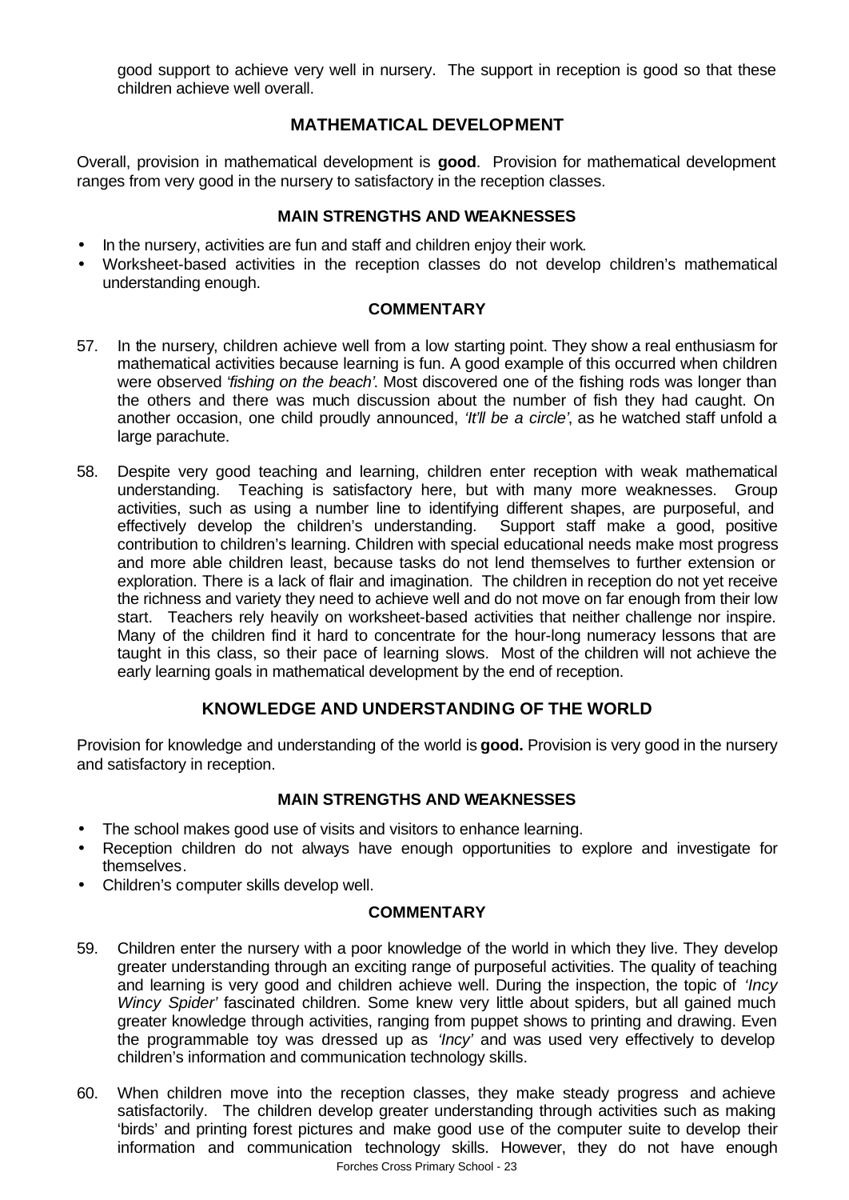good support to achieve very well in nursery. The support in reception is good so that these children achieve well overall.

## MATHEMATICAL DEVELOPMENT

Overall, provision in mathematical development is **good**. Provision for mathematical development ranges from very good in the nursery to satisfactory in the reception classes.

### MAIN STRENGTHS AND WEAKNESSES

- In the nursery, activities are fun and staff and children enjoy their work.
- Worksheet-based activities in the reception classes do not develop children's mathematical understanding enough.

### COMMENTARY

57. In the nursery, children achieve well from a low starting point. They show a real enthusiasm for mathematical activities because learning is fun. A good example of this occurred when children were observed *'fishing on the beach'*. Most discovered one of the fishing rods was longer than the others and there was much discussion about the number of fish they had caught. On another occasion, one child proudly announced, *'It'll be a circle'*, as he watched staff unfold a large parachute.

58. Despite very good teaching and learning, children enter reception with weak mathematical understanding. Teaching is satisfactory here, but with many more weaknesses. Group activities, such as using a number line to identifying different shapes, are purposeful, and effectively develop the children's understanding. Support staff make a good, positive contribution to children's learning. Children with special educational needs make most progress and more able children least, because tasks do not lend themselves to further extension or exploration. There is a lack of flair and imagination. The children in reception do not yet receive the richness and variety they need to achieve well and do not move on far enough from their low start. Teachers rely heavily on worksheet-based activities that neither challenge nor inspire. Many of the children find it hard to concentrate for the hour-long numeracy lessons that are taught in this class, so their pace of learning slows. Most of the children will not achieve the early learning goals in mathematical development by the end of reception.

## KNOWLEDGE AND UNDERSTANDING OF THE WORLD

Provision for knowledge and understanding of the world is **good.** Provision is very good in the nursery and satisfactory in reception.

### MAIN STRENGTHS AND WEAKNESSES

- The school makes good use of visits and visitors to enhance learning.
- Reception children do not always have enough opportunities to explore and investigate for themselves.
- Children's computer skills develop well.

### COMMENTARY

59. Children enter the nursery with a poor knowledge of the world in which they live. They develop greater understanding through an exciting range of purposeful activities. The quality of teaching and learning is very good and children achieve well. During the inspection, the topic of *'Incy Wincy Spider'* fascinated children. Some knew very little about spiders, but all gained much greater knowledge through activities, ranging from puppet shows to printing and drawing. Even the programmable toy was dressed up as *'Incy'* and was used very effectively to develop children's information and communication technology skills.

60. When children move into the reception classes, they make steady progress and achieve satisfactorily. The children develop greater understanding through activities such as making 'birds' and printing forest pictures and make good use of the computer suite to develop their information and communication technology skills. However, they do not have enough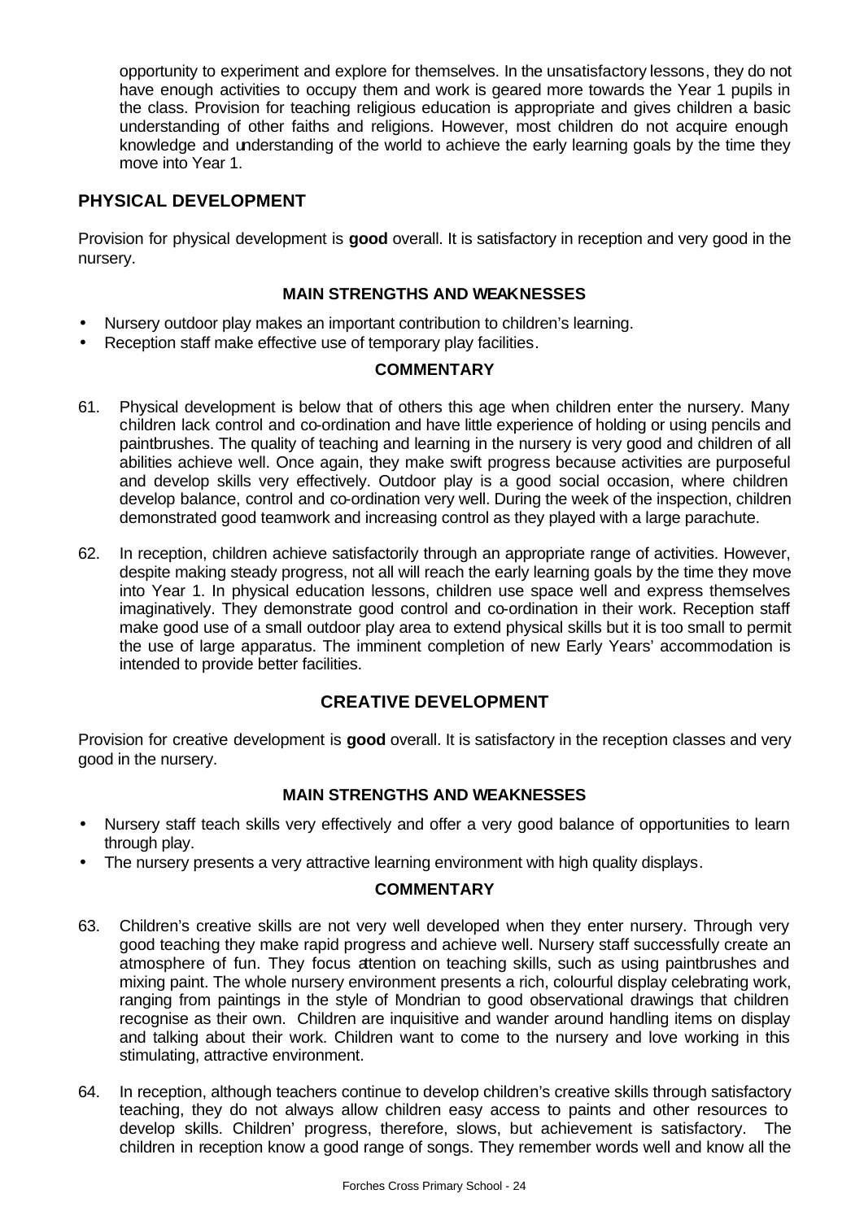opportunity to experiment and explore for themselves. In the unsatisfactory lessons, they do not have enough activities to occupy them and work is geared more towards the Year 1 pupils in the class. Provision for teaching religious education is appropriate and gives children a basic understanding of other faiths and religions. However, most children do not acquire enough knowledge and understanding of the world to achieve the early learning goals by the time they move into Year 1.

## PHYSICAL DEVELOPMENT

Provision for physical development is **good** overall. It is satisfactory in reception and very good in the nursery.

### MAIN STRENGTHS AND WEAKNESSES

- Nursery outdoor play makes an important contribution to children's learning.
- Reception staff make effective use of temporary play facilities.

### COMMENTARY

61. Physical development is below that of others this age when children enter the nursery. Many children lack control and co-ordination and have little experience of holding or using pencils and paintbrushes. The quality of teaching and learning in the nursery is very good and children of all abilities achieve well. Once again, they make swift progress because activities are purposeful and develop skills very effectively. Outdoor play is a good social occasion, where children develop balance, control and co-ordination very well. During the week of the inspection, children demonstrated good teamwork and increasing control as they played with a large parachute.

62. In reception, children achieve satisfactorily through an appropriate range of activities. However, despite making steady progress, not all will reach the early learning goals by the time they move into Year 1. In physical education lessons, children use space well and express themselves imaginatively. They demonstrate good control and co-ordination in their work. Reception staff make good use of a small outdoor play area to extend physical skills but it is too small to permit the use of large apparatus. The imminent completion of new Early Years' accommodation is intended to provide better facilities.

## CREATIVE DEVELOPMENT

Provision for creative development is **good** overall. It is satisfactory in the reception classes and very good in the nursery.

### MAIN STRENGTHS AND WEAKNESSES

- Nursery staff teach skills very effectively and offer a very good balance of opportunities to learn through play.
- The nursery presents a very attractive learning environment with high quality displays.

### COMMENTARY

63. Children's creative skills are not very well developed when they enter nursery. Through very good teaching they make rapid progress and achieve well. Nursery staff successfully create an atmosphere of fun. They focus attention on teaching skills, such as using paintbrushes and mixing paint. The whole nursery environment presents a rich, colourful display celebrating work, ranging from paintings in the style of Mondrian to good observational drawings that children recognise as their own. Children are inquisitive and wander around handling items on display and talking about their work. Children want to come to the nursery and love working in this stimulating, attractive environment.

64. In reception, although teachers continue to develop children's creative skills through satisfactory teaching, they do not always allow children easy access to paints and other resources to develop skills. Children' progress, therefore, slows, but achievement is satisfactory. The children in reception know a good range of songs. They remember words well and know all the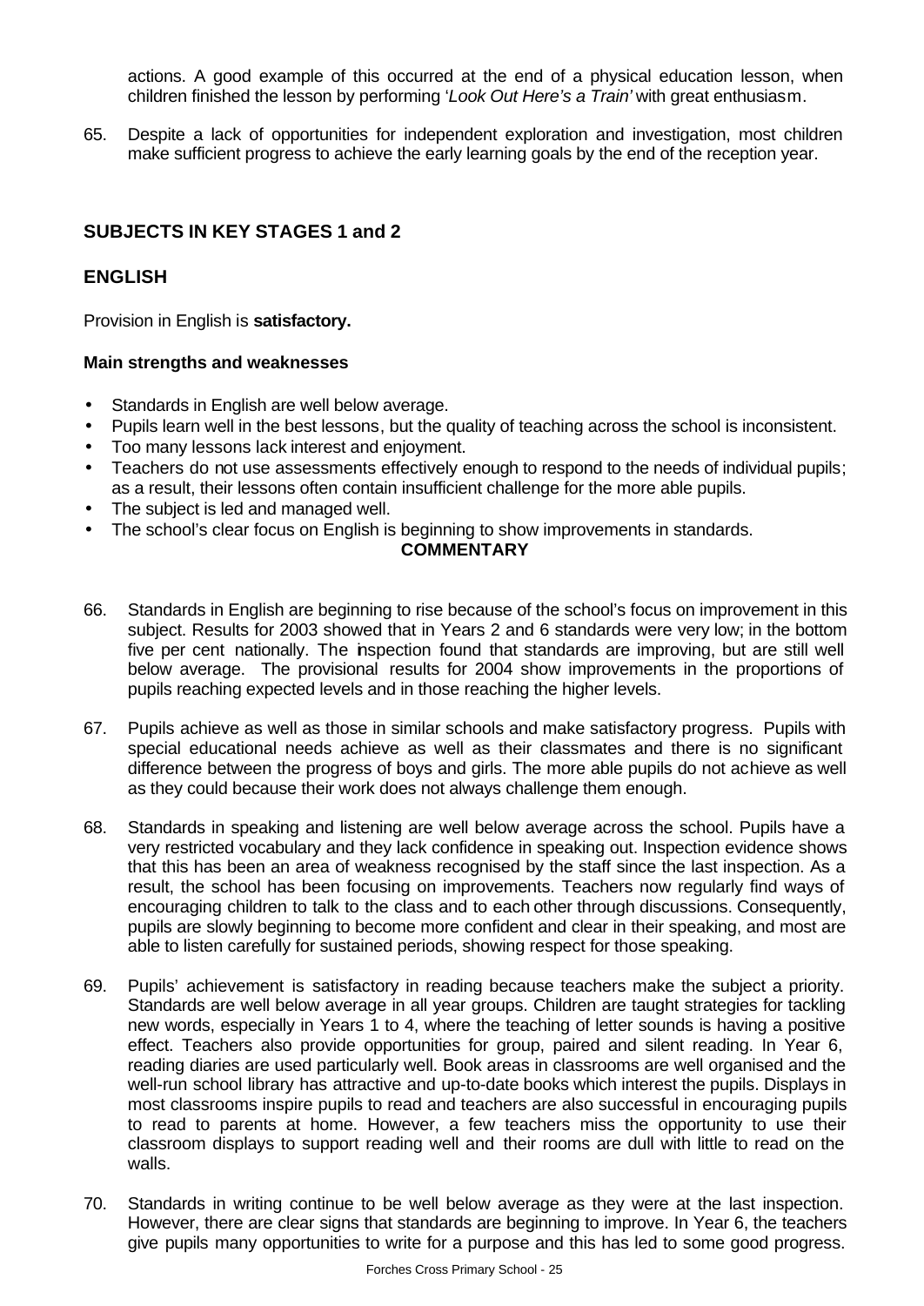actions. A good example of this occurred at the end of a physical education lesson, when children finished the lesson by performing '*Look Out Here's a Train'* with great enthusiasm.

65. Despite a lack of opportunities for independent exploration and investigation, most children make sufficient progress to achieve the early learning goals by the end of the reception year.

## SUBJECTS IN KEY STAGES 1 and 2

## ENGLISH

Provision in English is **satisfactory.**

### Main strengths and weaknesses

- Standards in English are well below average.
- Pupils learn well in the best lessons, but the quality of teaching across the school is inconsistent.
- Too many lessons lack interest and enjoyment.
- Teachers do not use assessments effectively enough to respond to the needs of individual pupils; as a result, their lessons often contain insufficient challenge for the more able pupils.
- The subject is led and managed well.
- The school's clear focus on English is beginning to show improvements in standards.

**COMMENTARY**

66. Standards in English are beginning to rise because of the school's focus on improvement in this subject. Results for 2003 showed that in Years 2 and 6 standards were very low; in the bottom five per cent nationally. The inspection found that standards are improving, but are still well below average. The provisional results for 2004 show improvements in the proportions of pupils reaching expected levels and in those reaching the higher levels.

67. Pupils achieve as well as those in similar schools and make satisfactory progress. Pupils with special educational needs achieve as well as their classmates and there is no significant difference between the progress of boys and girls. The more able pupils do not achieve as well as they could because their work does not always challenge them enough.

68. Standards in speaking and listening are well below average across the school. Pupils have a very restricted vocabulary and they lack confidence in speaking out. Inspection evidence shows that this has been an area of weakness recognised by the staff since the last inspection. As a result, the school has been focusing on improvements. Teachers now regularly find ways of encouraging children to talk to the class and to each other through discussions. Consequently, pupils are slowly beginning to become more confident and clear in their speaking, and most are able to listen carefully for sustained periods, showing respect for those speaking.

69. Pupils' achievement is satisfactory in reading because teachers make the subject a priority. Standards are well below average in all year groups. Children are taught strategies for tackling new words, especially in Years 1 to 4, where the teaching of letter sounds is having a positive effect. Teachers also provide opportunities for group, paired and silent reading. In Year 6, reading diaries are used particularly well. Book areas in classrooms are well organised and the well-run school library has attractive and up-to-date books which interest the pupils. Displays in most classrooms inspire pupils to read and teachers are also successful in encouraging pupils to read to parents at home. However, a few teachers miss the opportunity to use their classroom displays to support reading well and their rooms are dull with little to read on the walls.

70. Standards in writing continue to be well below average as they were at the last inspection. However, there are clear signs that standards are beginning to improve. In Year 6, the teachers give pupils many opportunities to write for a purpose and this has led to some good progress.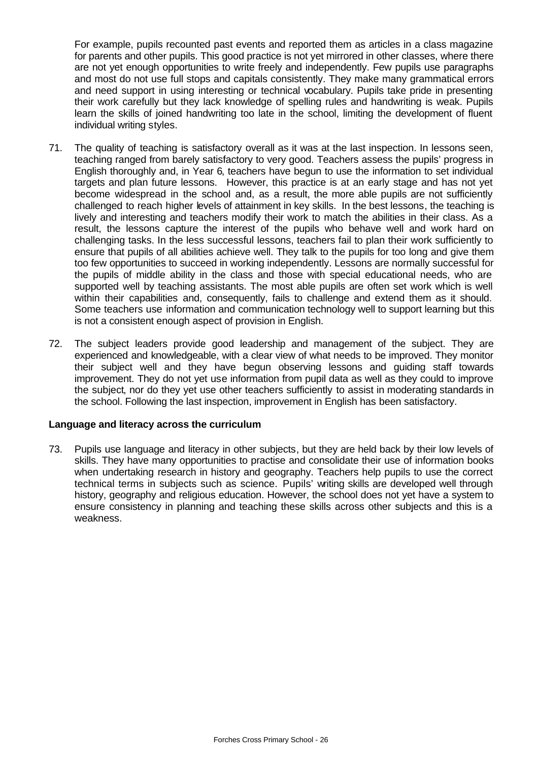For example, pupils recounted past events and reported them as articles in a class magazine for parents and other pupils. This good practice is not yet mirrored in other classes, where there are not yet enough opportunities to write freely and independently. Few pupils use paragraphs and most do not use full stops and capitals consistently. They make many grammatical errors and need support in using interesting or technical vocabulary. Pupils take pride in presenting their work carefully but they lack knowledge of spelling rules and handwriting is weak. Pupils learn the skills of joined handwriting too late in the school, limiting the development of fluent individual writing styles.

71. The quality of teaching is satisfactory overall as it was at the last inspection. In lessons seen, teaching ranged from barely satisfactory to very good. Teachers assess the pupils' progress in English thoroughly and, in Year 6, teachers have begun to use the information to set individual targets and plan future lessons. However, this practice is at an early stage and has not yet become widespread in the school and, as a result, the more able pupils are not sufficiently challenged to reach higher levels of attainment in key skills. In the best lessons, the teaching is lively and interesting and teachers modify their work to match the abilities in their class. As a result, the lessons capture the interest of the pupils who behave well and work hard on challenging tasks. In the less successful lessons, teachers fail to plan their work sufficiently to ensure that pupils of all abilities achieve well. They talk to the pupils for too long and give them too few opportunities to succeed in working independently. Lessons are normally successful for the pupils of middle ability in the class and those with special educational needs, who are supported well by teaching assistants. The most able pupils are often set work which is well within their capabilities and, consequently, fails to challenge and extend them as it should. Some teachers use information and communication technology well to support learning but this is not a consistent enough aspect of provision in English.

72. The subject leaders provide good leadership and management of the subject. They are experienced and knowledgeable, with a clear view of what needs to be improved. They monitor their subject well and they have begun observing lessons and guiding staff towards improvement. They do not yet use information from pupil data as well as they could to improve the subject, nor do they yet use other teachers sufficiently to assist in moderating standards in the school. Following the last inspection, improvement in English has been satisfactory.

**Language and literacy across the curriculum**

73. Pupils use language and literacy in other subjects, but they are held back by their low levels of skills. They have many opportunities to practise and consolidate their use of information books when undertaking research in history and geography. Teachers help pupils to use the correct technical terms in subjects such as science. Pupils' writing skills are developed well through history, geography and religious education. However, the school does not yet have a system to ensure consistency in planning and teaching these skills across other subjects and this is a weakness.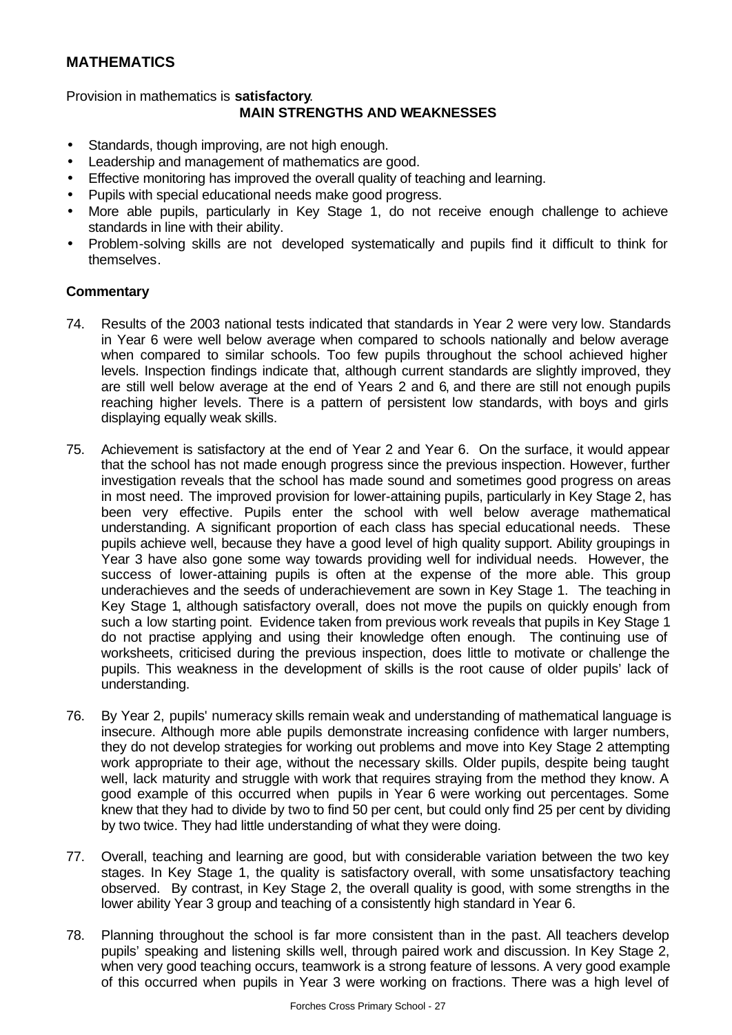## MATHEMATICS

Provision in mathematics is **satisfactory**.

**MAIN STRENGTHS AND WEAKNESSES**

- Standards, though improving, are not high enough.
- Leadership and management of mathematics are good.
- Effective monitoring has improved the overall quality of teaching and learning.
- Pupils with special educational needs make good progress.
- More able pupils, particularly in Key Stage 1, do not receive enough challenge to achieve standards in line with their ability.
- Problem-solving skills are not developed systematically and pupils find it difficult to think for themselves.

### Commentary

74. Results of the 2003 national tests indicated that standards in Year 2 were very low. Standards in Year 6 were well below average when compared to schools nationally and below average when compared to similar schools. Too few pupils throughout the school achieved higher levels. Inspection findings indicate that, although current standards are slightly improved, they are still well below average at the end of Years 2 and 6, and there are still not enough pupils reaching higher levels. There is a pattern of persistent low standards, with boys and girls displaying equally weak skills.

75. Achievement is satisfactory at the end of Year 2 and Year 6. On the surface, it would appear that the school has not made enough progress since the previous inspection. However, further investigation reveals that the school has made sound and sometimes good progress on areas in most need. The improved provision for lower-attaining pupils, particularly in Key Stage 2, has been very effective. Pupils enter the school with well below average mathematical understanding. A significant proportion of each class has special educational needs. These pupils achieve well, because they have a good level of high quality support. Ability groupings in Year 3 have also gone some way towards providing well for individual needs. However, the success of lower-attaining pupils is often at the expense of the more able. This group underachieves and the seeds of underachievement are sown in Key Stage 1. The teaching in Key Stage 1, although satisfactory overall, does not move the pupils on quickly enough from such a low starting point. Evidence taken from previous work reveals that pupils in Key Stage 1 do not practise applying and using their knowledge often enough. The continuing use of worksheets, criticised during the previous inspection, does little to motivate or challenge the pupils. This weakness in the development of skills is the root cause of older pupils' lack of understanding.

76. By Year 2, pupils' numeracy skills remain weak and understanding of mathematical language is insecure. Although more able pupils demonstrate increasing confidence with larger numbers, they do not develop strategies for working out problems and move into Key Stage 2 attempting work appropriate to their age, without the necessary skills. Older pupils, despite being taught well, lack maturity and struggle with work that requires straying from the method they know. A good example of this occurred when pupils in Year 6 were working out percentages. Some knew that they had to divide by two to find 50 per cent, but could only find 25 per cent by dividing by two twice. They had little understanding of what they were doing.

77. Overall, teaching and learning are good, but with considerable variation between the two key stages. In Key Stage 1, the quality is satisfactory overall, with some unsatisfactory teaching observed. By contrast, in Key Stage 2, the overall quality is good, with some strengths in the lower ability Year 3 group and teaching of a consistently high standard in Year 6.

78. Planning throughout the school is far more consistent than in the past. All teachers develop pupils' speaking and listening skills well, through paired work and discussion. In Key Stage 2, when very good teaching occurs, teamwork is a strong feature of lessons. A very good example of this occurred when pupils in Year 3 were working on fractions. There was a high level of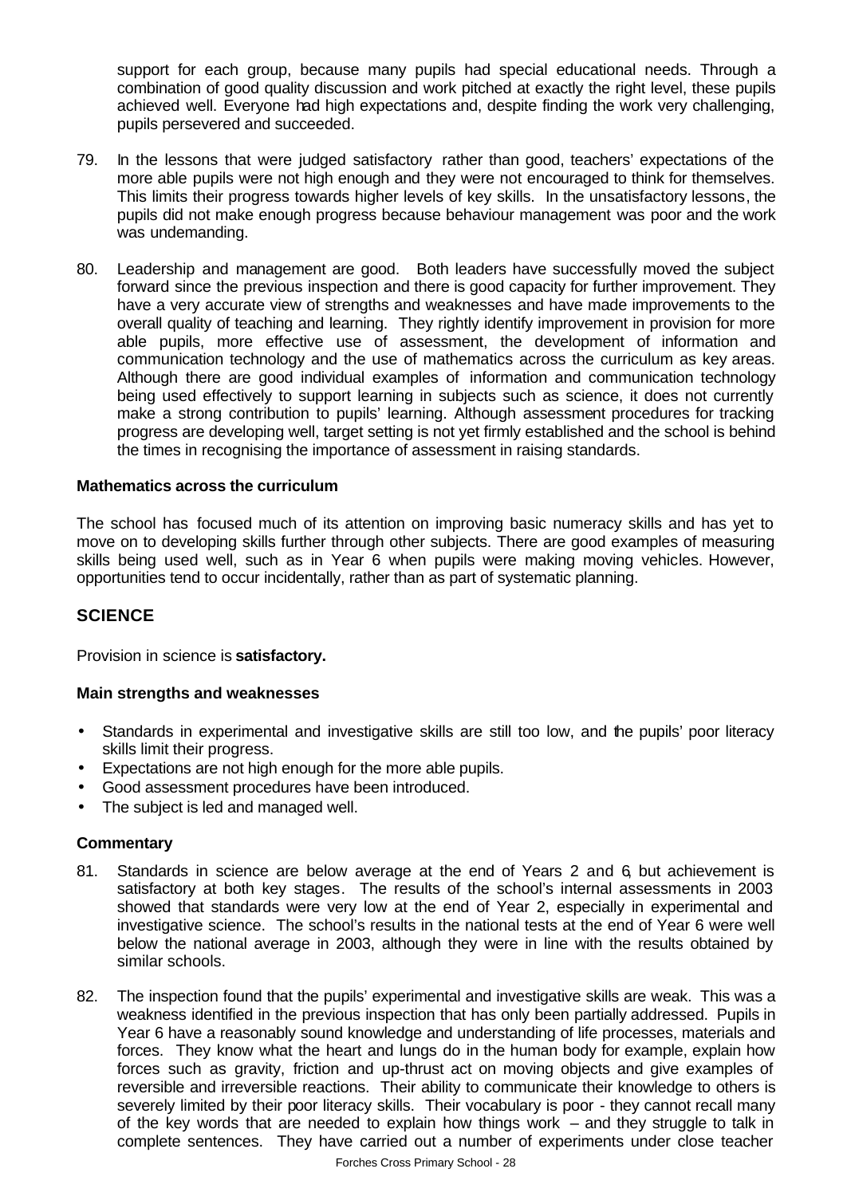support for each group, because many pupils had special educational needs. Through a combination of good quality discussion and work pitched at exactly the right level, these pupils achieved well. Everyone had high expectations and, despite finding the work very challenging, pupils persevered and succeeded.

79. In the lessons that were judged satisfactory rather than good, teachers' expectations of the more able pupils were not high enough and they were not encouraged to think for themselves. This limits their progress towards higher levels of key skills. In the unsatisfactory lessons, the pupils did not make enough progress because behaviour management was poor and the work was undemanding.

80. Leadership and management are good. Both leaders have successfully moved the subject forward since the previous inspection and there is good capacity for further improvement. They have a very accurate view of strengths and weaknesses and have made improvements to the overall quality of teaching and learning. They rightly identify improvement in provision for more able pupils, more effective use of assessment, the development of information and communication technology and the use of mathematics across the curriculum as key areas. Although there are good individual examples of information and communication technology being used effectively to support learning in subjects such as science, it does not currently make a strong contribution to pupils' learning. Although assessment procedures for tracking progress are developing well, target setting is not yet firmly established and the school is behind the times in recognising the importance of assessment in raising standards.

**Mathematics across the curriculum**

The school has focused much of its attention on improving basic numeracy skills and has yet to move on to developing skills further through other subjects. There are good examples of measuring skills being used well, such as in Year 6 when pupils were making moving vehicles. However, opportunities tend to occur incidentally, rather than as part of systematic planning.

## SCIENCE

Provision in science is **satisfactory.**

**Main strengths and weaknesses**

- Standards in experimental and investigative skills are still too low, and the pupils' poor literacy skills limit their progress.
- Expectations are not high enough for the more able pupils.
- Good assessment procedures have been introduced.
- The subject is led and managed well.

**Commentary**

81. Standards in science are below average at the end of Years 2 and 6, but achievement is satisfactory at both key stages. The results of the school's internal assessments in 2003 showed that standards were very low at the end of Year 2, especially in experimental and investigative science. The school's results in the national tests at the end of Year 6 were well below the national average in 2003, although they were in line with the results obtained by similar schools.

82. The inspection found that the pupils' experimental and investigative skills are weak. This was a weakness identified in the previous inspection that has only been partially addressed. Pupils in Year 6 have a reasonably sound knowledge and understanding of life processes, materials and forces. They know what the heart and lungs do in the human body for example, explain how forces such as gravity, friction and up-thrust act on moving objects and give examples of reversible and irreversible reactions. Their ability to communicate their knowledge to others is severely limited by their poor literacy skills. Their vocabulary is poor - they cannot recall many of the key words that are needed to explain how things work – and they struggle to talk in complete sentences. They have carried out a number of experiments under close teacher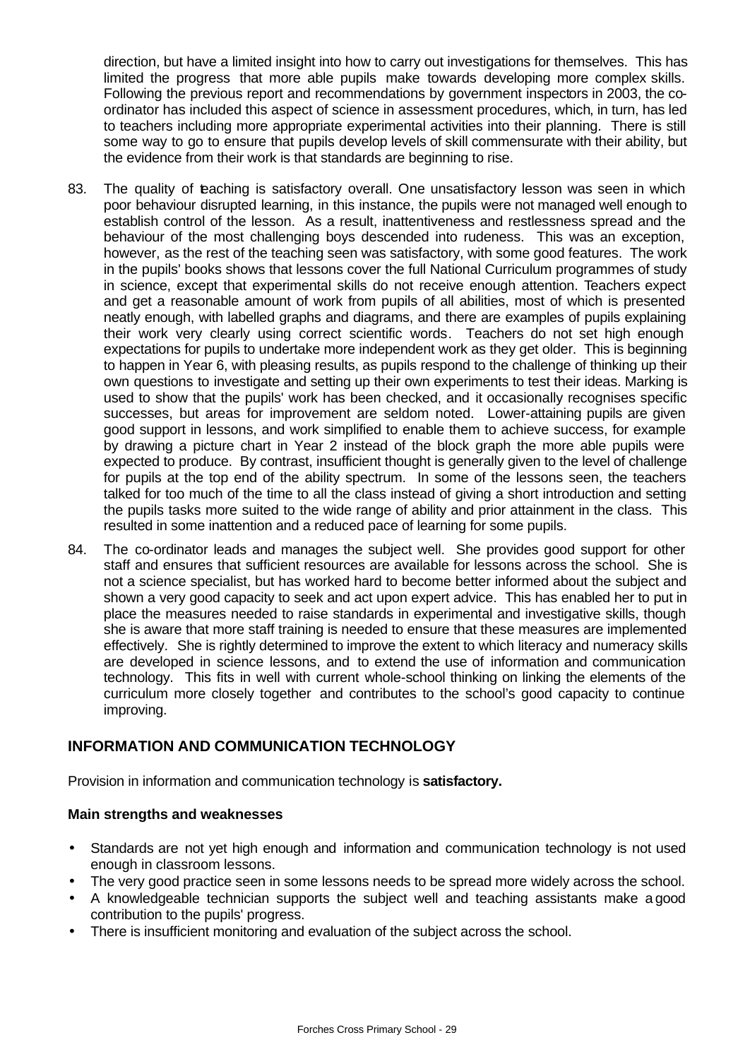direction, but have a limited insight into how to carry out investigations for themselves. This has limited the progress that more able pupils make towards developing more complex skills. Following the previous report and recommendations by government inspectors in 2003, the co-ordinator has included this aspect of science in assessment procedures, which, in turn, has led to teachers including more appropriate experimental activities into their planning. There is still some way to go to ensure that pupils develop levels of skill commensurate with their ability, but the evidence from their work is that standards are beginning to rise.

83. The quality of teaching is satisfactory overall. One unsatisfactory lesson was seen in which poor behaviour disrupted learning, in this instance, the pupils were not managed well enough to establish control of the lesson. As a result, inattentiveness and restlessness spread and the behaviour of the most challenging boys descended into rudeness. This was an exception, however, as the rest of the teaching seen was satisfactory, with some good features. The work in the pupils' books shows that lessons cover the full National Curriculum programmes of study in science, except that experimental skills do not receive enough attention. Teachers expect and get a reasonable amount of work from pupils of all abilities, most of which is presented neatly enough, with labelled graphs and diagrams, and there are examples of pupils explaining their work very clearly using correct scientific words. Teachers do not set high enough expectations for pupils to undertake more independent work as they get older. This is beginning to happen in Year 6, with pleasing results, as pupils respond to the challenge of thinking up their own questions to investigate and setting up their own experiments to test their ideas. Marking is used to show that the pupils' work has been checked, and it occasionally recognises specific successes, but areas for improvement are seldom noted. Lower-attaining pupils are given good support in lessons, and work simplified to enable them to achieve success, for example by drawing a picture chart in Year 2 instead of the block graph the more able pupils were expected to produce. By contrast, insufficient thought is generally given to the level of challenge for pupils at the top end of the ability spectrum. In some of the lessons seen, the teachers talked for too much of the time to all the class instead of giving a short introduction and setting the pupils tasks more suited to the wide range of ability and prior attainment in the class. This resulted in some inattention and a reduced pace of learning for some pupils.

84. The co-ordinator leads and manages the subject well. She provides good support for other staff and ensures that sufficient resources are available for lessons across the school. She is not a science specialist, but has worked hard to become better informed about the subject and shown a very good capacity to seek and act upon expert advice. This has enabled her to put in place the measures needed to raise standards in experimental and investigative skills, though she is aware that more staff training is needed to ensure that these measures are implemented effectively. She is rightly determined to improve the extent to which literacy and numeracy skills are developed in science lessons, and to extend the use of information and communication technology. This fits in well with current whole-school thinking on linking the elements of the curriculum more closely together and contributes to the school's good capacity to continue improving.

## INFORMATION AND COMMUNICATION TECHNOLOGY

Provision in information and communication technology is **satisfactory.**

### Main strengths and weaknesses

- Standards are not yet high enough and information and communication technology is not used enough in classroom lessons.
- The very good practice seen in some lessons needs to be spread more widely across the school.
- A knowledgeable technician supports the subject well and teaching assistants make a good contribution to the pupils' progress.
- There is insufficient monitoring and evaluation of the subject across the school.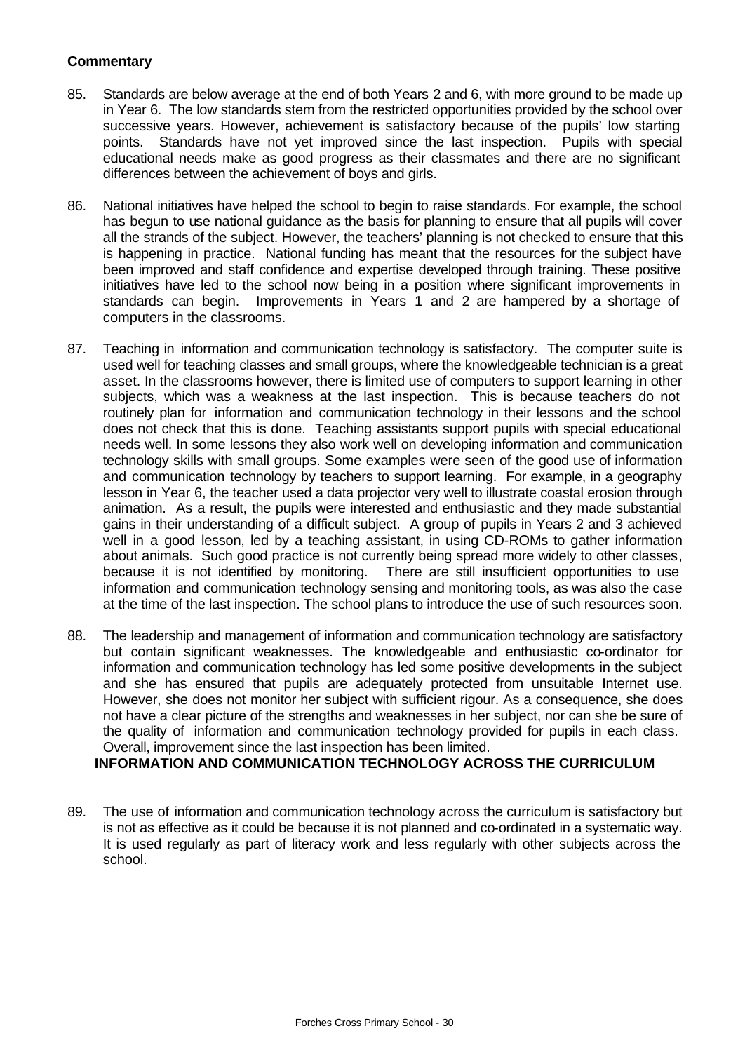**Commentary**

85. Standards are below average at the end of both Years 2 and 6, with more ground to be made up in Year 6. The low standards stem from the restricted opportunities provided by the school over successive years. However, achievement is satisfactory because of the pupils' low starting points. Standards have not yet improved since the last inspection. Pupils with special educational needs make as good progress as their classmates and there are no significant differences between the achievement of boys and girls.

86. National initiatives have helped the school to begin to raise standards. For example, the school has begun to use national guidance as the basis for planning to ensure that all pupils will cover all the strands of the subject. However, the teachers' planning is not checked to ensure that this is happening in practice. National funding has meant that the resources for the subject have been improved and staff confidence and expertise developed through training. These positive initiatives have led to the school now being in a position where significant improvements in standards can begin. Improvements in Years 1 and 2 are hampered by a shortage of computers in the classrooms.

87. Teaching in information and communication technology is satisfactory. The computer suite is used well for teaching classes and small groups, where the knowledgeable technician is a great asset. In the classrooms however, there is limited use of computers to support learning in other subjects, which was a weakness at the last inspection. This is because teachers do not routinely plan for information and communication technology in their lessons and the school does not check that this is done. Teaching assistants support pupils with special educational needs well. In some lessons they also work well on developing information and communication technology skills with small groups. Some examples were seen of the good use of information and communication technology by teachers to support learning. For example, in a geography lesson in Year 6, the teacher used a data projector very well to illustrate coastal erosion through animation. As a result, the pupils were interested and enthusiastic and they made substantial gains in their understanding of a difficult subject. A group of pupils in Years 2 and 3 achieved well in a good lesson, led by a teaching assistant, in using CD-ROMs to gather information about animals. Such good practice is not currently being spread more widely to other classes, because it is not identified by monitoring. There are still insufficient opportunities to use information and communication technology sensing and monitoring tools, as was also the case at the time of the last inspection. The school plans to introduce the use of such resources soon.

88. The leadership and management of information and communication technology are satisfactory but contain significant weaknesses. The knowledgeable and enthusiastic co-ordinator for information and communication technology has led some positive developments in the subject and she has ensured that pupils are adequately protected from unsuitable Internet use. However, she does not monitor her subject with sufficient rigour. As a consequence, she does not have a clear picture of the strengths and weaknesses in her subject, nor can she be sure of the quality of information and communication technology provided for pupils in each class. Overall, improvement since the last inspection has been limited.

**INFORMATION AND COMMUNICATION TECHNOLOGY ACROSS THE CURRICULUM**

89. The use of information and communication technology across the curriculum is satisfactory but is not as effective as it could be because it is not planned and co-ordinated in a systematic way. It is used regularly as part of literacy work and less regularly with other subjects across the school.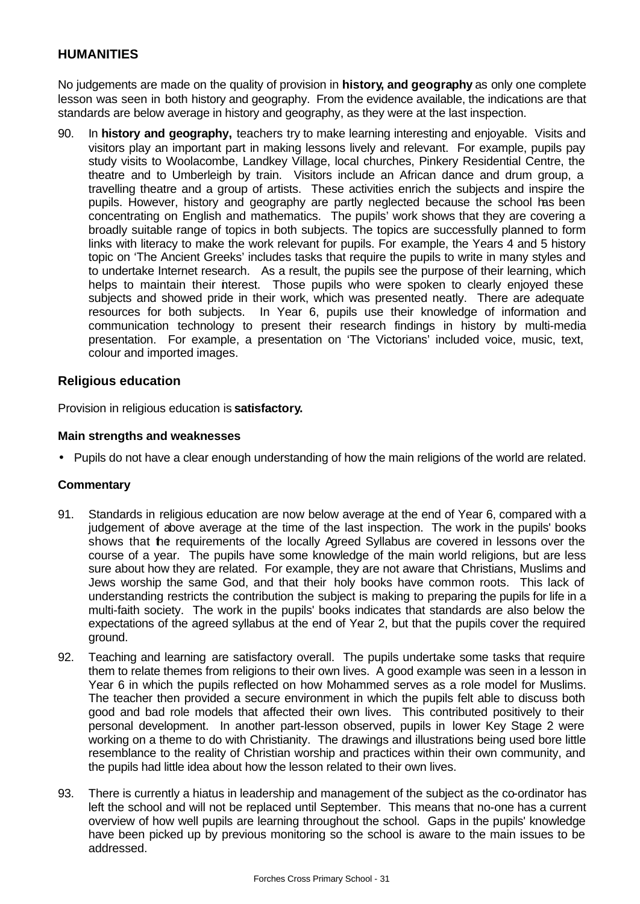## HUMANITIES

No judgements are made on the quality of provision in **history, and geography** as only one complete lesson was seen in both history and geography. From the evidence available, the indications are that standards are below average in history and geography, as they were at the last inspection.

90. In **history and geography,** teachers try to make learning interesting and enjoyable. Visits and visitors play an important part in making lessons lively and relevant. For example, pupils pay study visits to Woolacombe, Landkey Village, local churches, Pinkery Residential Centre, the theatre and to Umberleigh by train. Visitors include an African dance and drum group, a travelling theatre and a group of artists. These activities enrich the subjects and inspire the pupils. However, history and geography are partly neglected because the school has been concentrating on English and mathematics. The pupils' work shows that they are covering a broadly suitable range of topics in both subjects. The topics are successfully planned to form links with literacy to make the work relevant for pupils. For example, the Years 4 and 5 history topic on 'The Ancient Greeks' includes tasks that require the pupils to write in many styles and to undertake Internet research. As a result, the pupils see the purpose of their learning, which helps to maintain their interest. Those pupils who were spoken to clearly enjoyed these subjects and showed pride in their work, which was presented neatly. There are adequate resources for both subjects. In Year 6, pupils use their knowledge of information and communication technology to present their research findings in history by multi-media presentation. For example, a presentation on 'The Victorians' included voice, music, text, colour and imported images.

### Religious education

Provision in religious education is **satisfactory.**

#### Main strengths and weaknesses

- Pupils do not have a clear enough understanding of how the main religions of the world are related.

#### Commentary

91. Standards in religious education are now below average at the end of Year 6, compared with a judgement of above average at the time of the last inspection. The work in the pupils' books shows that the requirements of the locally Agreed Syllabus are covered in lessons over the course of a year. The pupils have some knowledge of the main world religions, but are less sure about how they are related. For example, they are not aware that Christians, Muslims and Jews worship the same God, and that their holy books have common roots. This lack of understanding restricts the contribution the subject is making to preparing the pupils for life in a multi-faith society. The work in the pupils' books indicates that standards are also below the expectations of the agreed syllabus at the end of Year 2, but that the pupils cover the required ground.

92. Teaching and learning are satisfactory overall. The pupils undertake some tasks that require them to relate themes from religions to their own lives. A good example was seen in a lesson in Year 6 in which the pupils reflected on how Mohammed serves as a role model for Muslims. The teacher then provided a secure environment in which the pupils felt able to discuss both good and bad role models that affected their own lives. This contributed positively to their personal development. In another part-lesson observed, pupils in lower Key Stage 2 were working on a theme to do with Christianity. The drawings and illustrations being used bore little resemblance to the reality of Christian worship and practices within their own community, and the pupils had little idea about how the lesson related to their own lives.

93. There is currently a hiatus in leadership and management of the subject as the co-ordinator has left the school and will not be replaced until September. This means that no-one has a current overview of how well pupils are learning throughout the school. Gaps in the pupils' knowledge have been picked up by previous monitoring so the school is aware to the main issues to be addressed.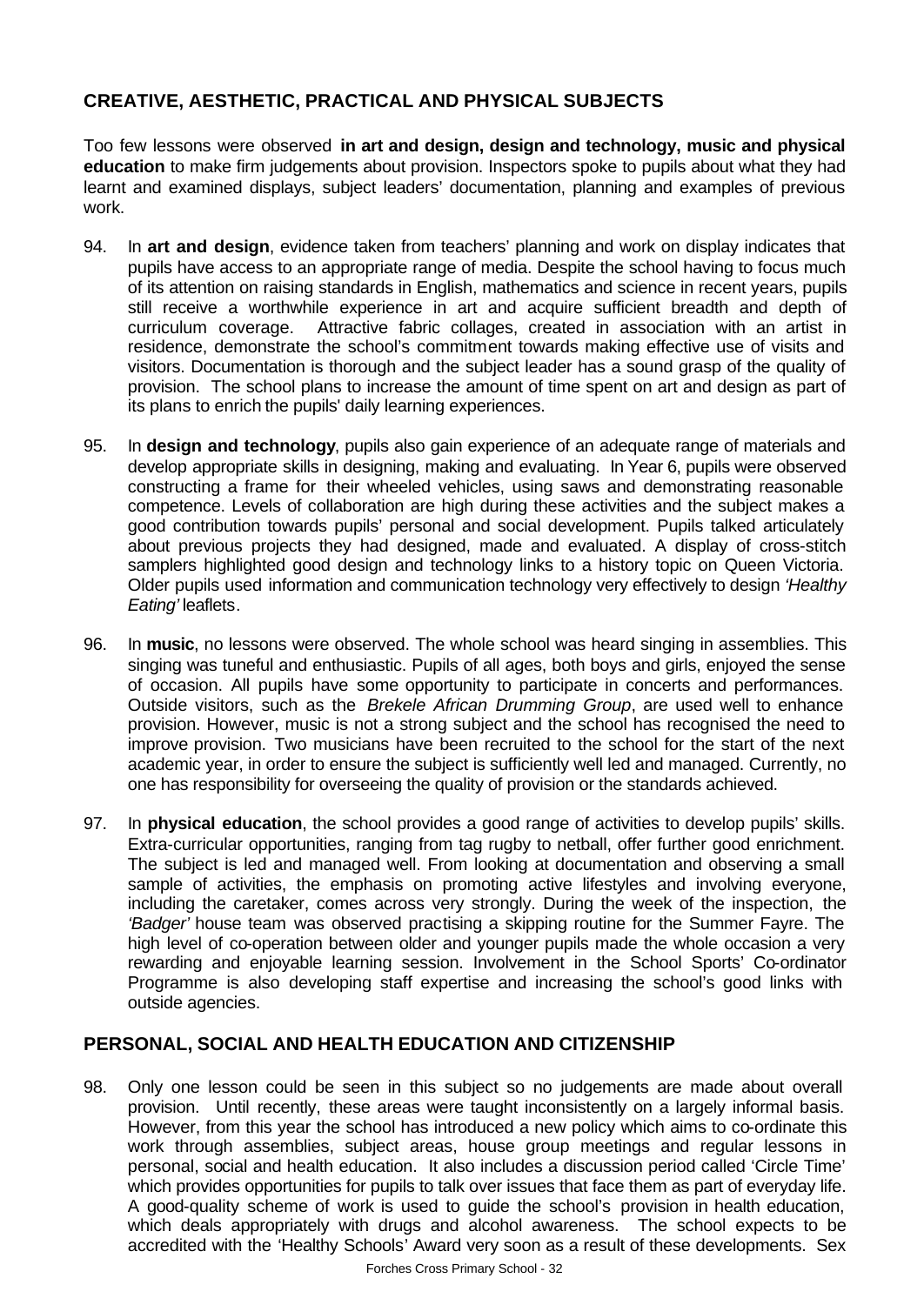## CREATIVE, AESTHETIC, PRACTICAL AND PHYSICAL SUBJECTS

Too few lessons were observed **in art and design, design and technology, music and physical education** to make firm judgements about provision. Inspectors spoke to pupils about what they had learnt and examined displays, subject leaders' documentation, planning and examples of previous work.

94. In **art and design**, evidence taken from teachers' planning and work on display indicates that pupils have access to an appropriate range of media. Despite the school having to focus much of its attention on raising standards in English, mathematics and science in recent years, pupils still receive a worthwhile experience in art and acquire sufficient breadth and depth of curriculum coverage. Attractive fabric collages, created in association with an artist in residence, demonstrate the school's commitment towards making effective use of visits and visitors. Documentation is thorough and the subject leader has a sound grasp of the quality of provision. The school plans to increase the amount of time spent on art and design as part of its plans to enrich the pupils' daily learning experiences.

95. In **design and technology**, pupils also gain experience of an adequate range of materials and develop appropriate skills in designing, making and evaluating. In Year 6, pupils were observed constructing a frame for their wheeled vehicles, using saws and demonstrating reasonable competence. Levels of collaboration are high during these activities and the subject makes a good contribution towards pupils' personal and social development. Pupils talked articulately about previous projects they had designed, made and evaluated. A display of cross-stitch samplers highlighted good design and technology links to a history topic on Queen Victoria. Older pupils used information and communication technology very effectively to design *'Healthy Eating'* leaflets.

96. In **music**, no lessons were observed. The whole school was heard singing in assemblies. This singing was tuneful and enthusiastic. Pupils of all ages, both boys and girls, enjoyed the sense of occasion. All pupils have some opportunity to participate in concerts and performances. Outside visitors, such as the *Brekele African Drumming Group*, are used well to enhance provision. However, music is not a strong subject and the school has recognised the need to improve provision. Two musicians have been recruited to the school for the start of the next academic year, in order to ensure the subject is sufficiently well led and managed. Currently, no one has responsibility for overseeing the quality of provision or the standards achieved.

97. In **physical education**, the school provides a good range of activities to develop pupils' skills. Extra-curricular opportunities, ranging from tag rugby to netball, offer further good enrichment. The subject is led and managed well. From looking at documentation and observing a small sample of activities, the emphasis on promoting active lifestyles and involving everyone, including the caretaker, comes across very strongly. During the week of the inspection, the *'Badger'* house team was observed practising a skipping routine for the Summer Fayre. The high level of co-operation between older and younger pupils made the whole occasion a very rewarding and enjoyable learning session. Involvement in the School Sports' Co-ordinator Programme is also developing staff expertise and increasing the school's good links with outside agencies.

## PERSONAL, SOCIAL AND HEALTH EDUCATION AND CITIZENSHIP

98. Only one lesson could be seen in this subject so no judgements are made about overall provision. Until recently, these areas were taught inconsistently on a largely informal basis. However, from this year the school has introduced a new policy which aims to co-ordinate this work through assemblies, subject areas, house group meetings and regular lessons in personal, social and health education. It also includes a discussion period called 'Circle Time' which provides opportunities for pupils to talk over issues that face them as part of everyday life. A good-quality scheme of work is used to guide the school's provision in health education, which deals appropriately with drugs and alcohol awareness. The school expects to be accredited with the 'Healthy Schools' Award very soon as a result of these developments. Sex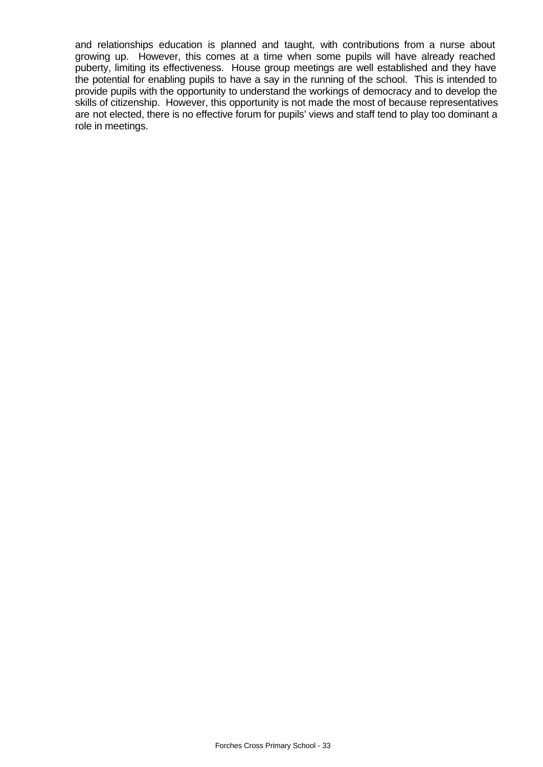and relationships education is planned and taught, with contributions from a nurse about growing up. However, this comes at a time when some pupils will have already reached puberty, limiting its effectiveness. House group meetings are well established and they have the potential for enabling pupils to have a say in the running of the school. This is intended to provide pupils with the opportunity to understand the workings of democracy and to develop the skills of citizenship. However, this opportunity is not made the most of because representatives are not elected, there is no effective forum for pupils' views and staff tend to play too dominant a role in meetings.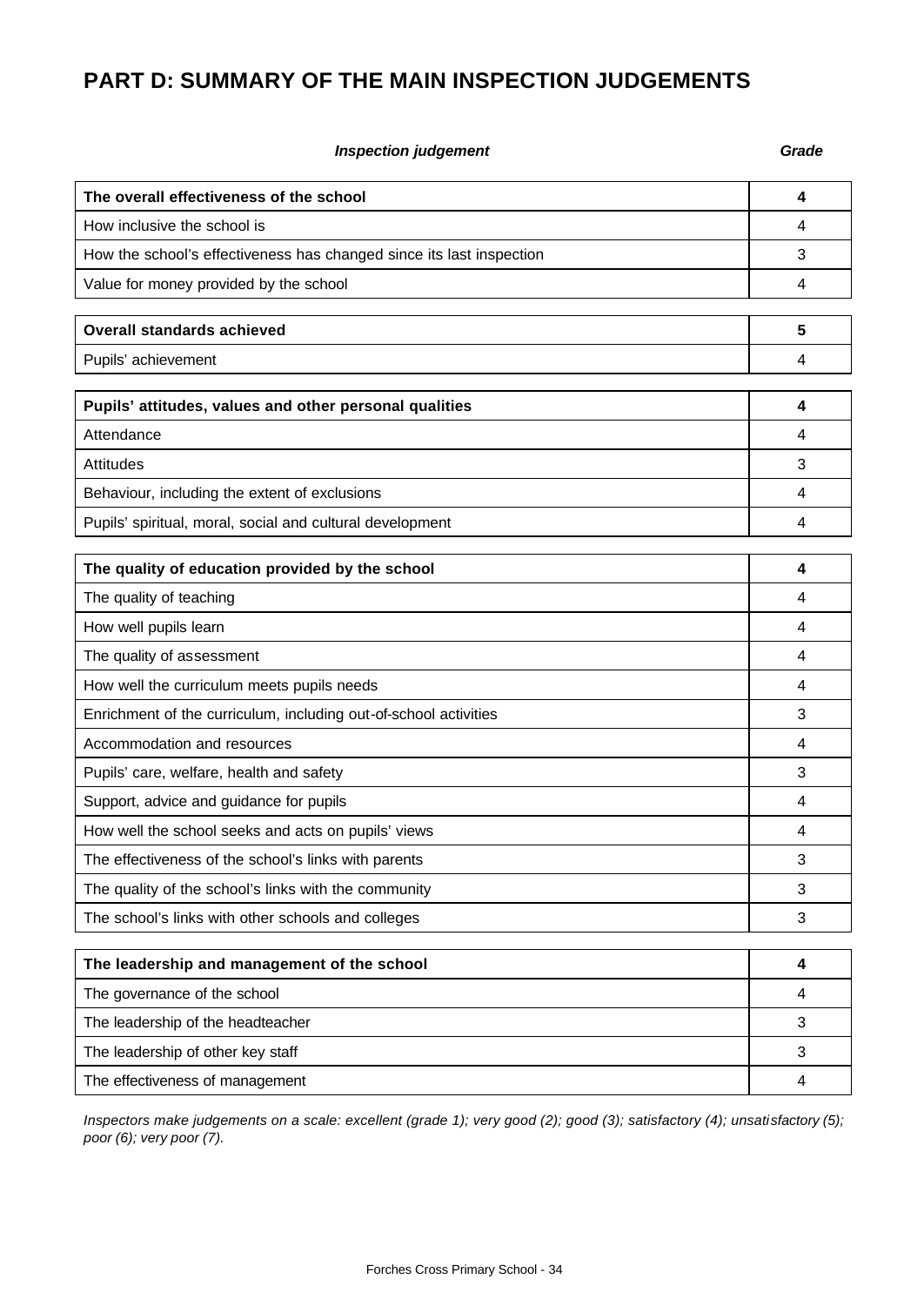# PART D: SUMMARY OF THE MAIN INSPECTION JUDGEMENTS

| ***Inspection judgement*** | ***Grade*** |
|---|---|
| **The overall effectiveness of the school** | **4** |
| How inclusive the school is | 4 |
| How the school's effectiveness has changed since its last inspection | 3 |
| Value for money provided by the school | 4 |
| **Overall standards achieved** | **5** |
| Pupils' achievement | 4 |
| **Pupils' attitudes, values and other personal qualities** | **4** |
| Attendance | 4 |
| Attitudes | 3 |
| Behaviour, including the extent of exclusions | 4 |
| Pupils' spiritual, moral, social and cultural development | 4 |
| **The quality of education provided by the school** | **4** |
| The quality of teaching | 4 |
| How well pupils learn | 4 |
| The quality of assessment | 4 |
| How well the curriculum meets pupils needs | 4 |
| Enrichment of the curriculum, including out-of-school activities | 3 |
| Accommodation and resources | 4 |
| Pupils' care, welfare, health and safety | 3 |
| Support, advice and guidance for pupils | 4 |
| How well the school seeks and acts on pupils' views | 4 |
| The effectiveness of the school's links with parents | 3 |
| The quality of the school's links with the community | 3 |
| The school's links with other schools and colleges | 3 |
| **The leadership and management of the school** | **4** |
| The governance of the school | 4 |
| The leadership of the headteacher | 3 |
| The leadership of other key staff | 3 |
| The effectiveness of management | 4 |

*Inspectors make judgements on a scale: excellent (grade 1); very good (2); good (3); satisfactory (4); unsatisfactory (5); poor (6); very poor (7).*